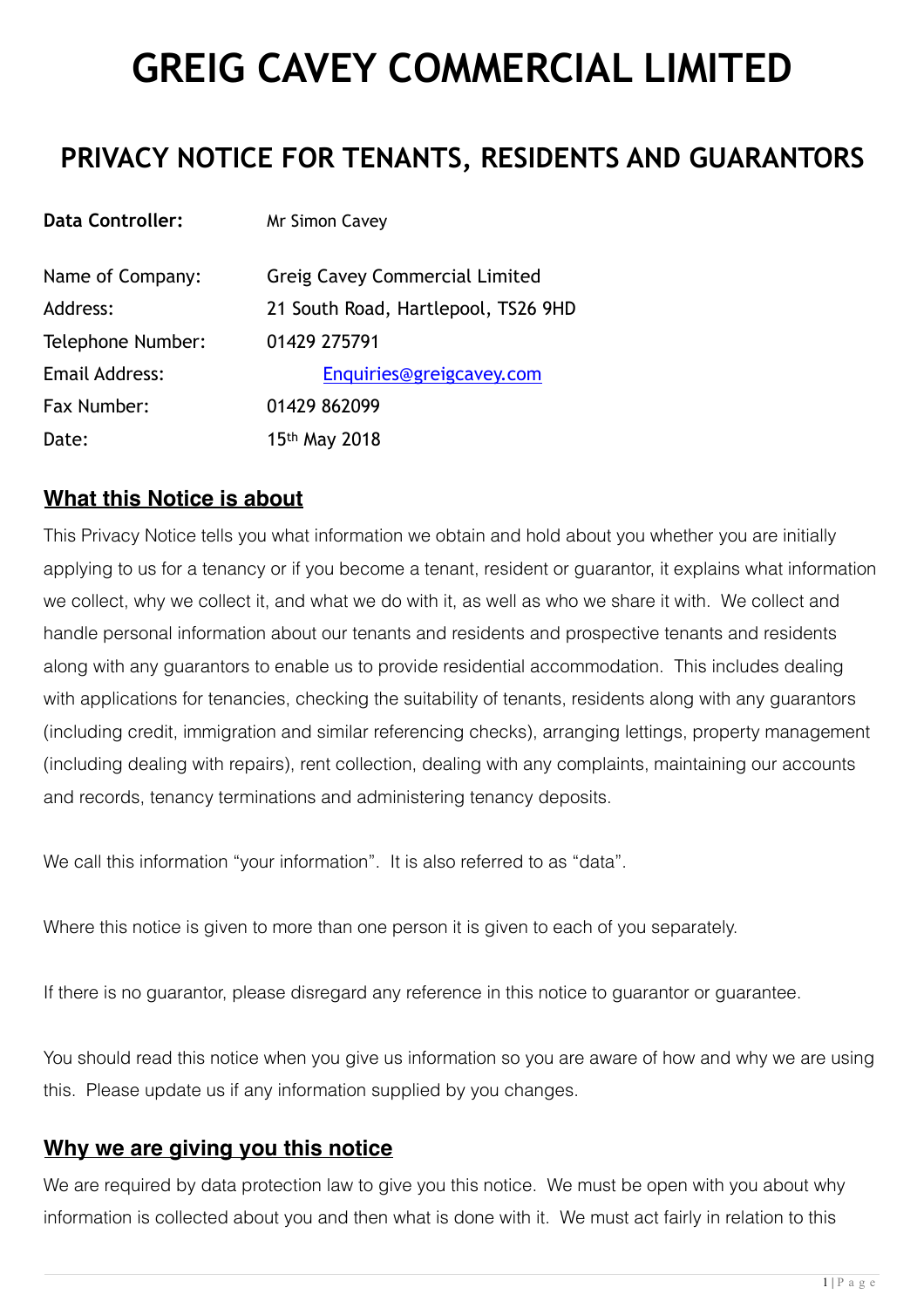# GREIG CAVEY COMMERCIAL LIMITED

## PRIVACY NOTICE FOR TENANTS, RESIDENTS AND GUARANTORS

| | |
|---|---|
| **Data Controller:** | Mr Simon Cavey |
| Name of Company: | Greig Cavey Commercial Limited |
| Address: | 21 South Road, Hartlepool, TS26 9HD |
| Telephone Number: | 01429 275791 |
| Email Address: | Enquiries@greigcavey.com |
| Fax Number: | 01429 862099 |
| Date: | 15th May 2018 |

### What this Notice is about

This Privacy Notice tells you what information we obtain and hold about you whether you are initially applying to us for a tenancy or if you become a tenant, resident or guarantor, it explains what information we collect, why we collect it, and what we do with it, as well as who we share it with. We collect and handle personal information about our tenants and residents and prospective tenants and residents along with any guarantors to enable us to provide residential accommodation. This includes dealing with applications for tenancies, checking the suitability of tenants, residents along with any guarantors (including credit, immigration and similar referencing checks), arranging lettings, property management (including dealing with repairs), rent collection, dealing with any complaints, maintaining our accounts and records, tenancy terminations and administering tenancy deposits.

We call this information "your information". It is also referred to as "data".

Where this notice is given to more than one person it is given to each of you separately.

If there is no guarantor, please disregard any reference in this notice to guarantor or guarantee.

You should read this notice when you give us information so you are aware of how and why we are using this. Please update us if any information supplied by you changes.

### Why we are giving you this notice

We are required by data protection law to give you this notice. We must be open with you about why information is collected about you and then what is done with it. We must act fairly in relation to this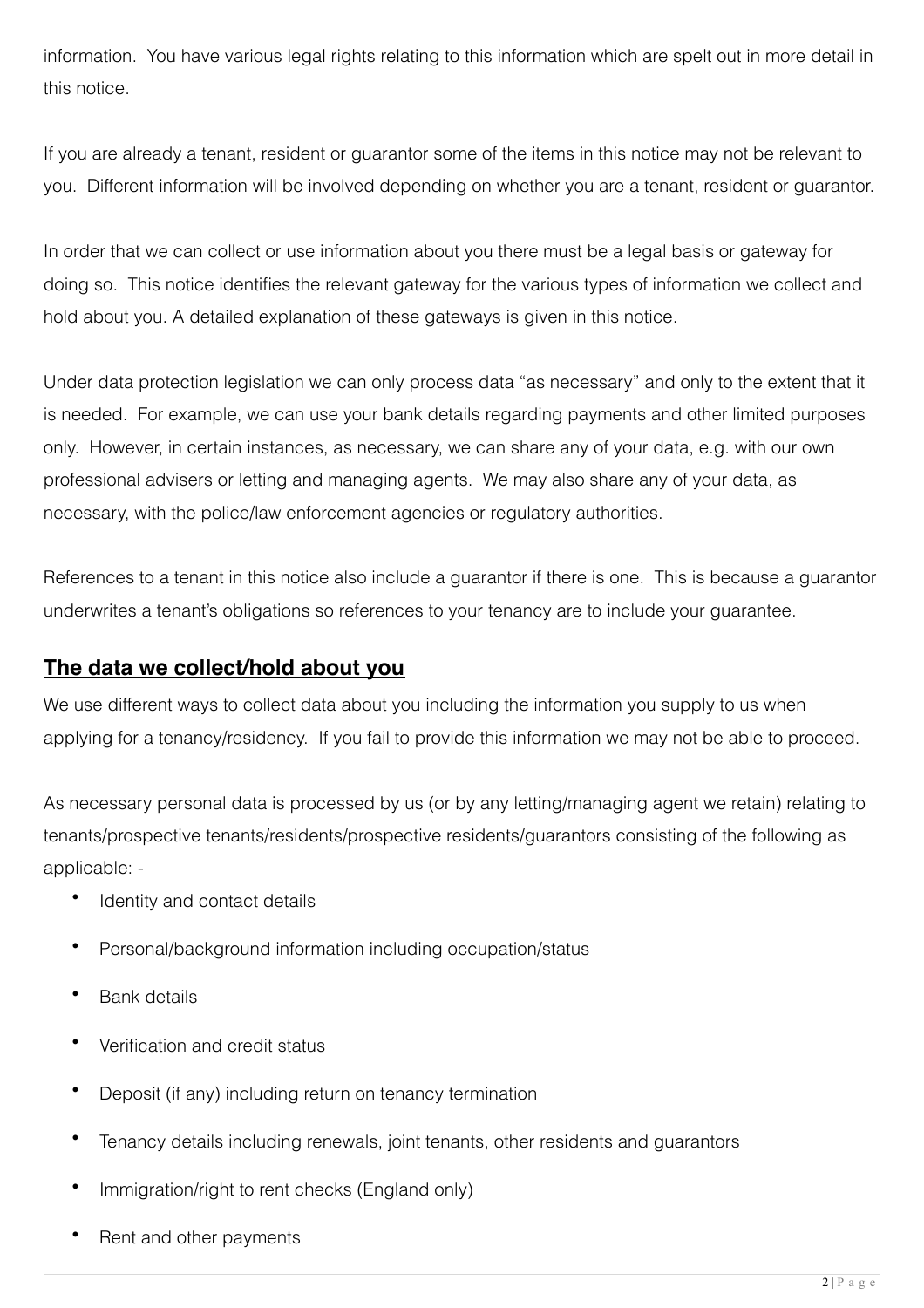information. You have various legal rights relating to this information which are spelt out in more detail in this notice.

If you are already a tenant, resident or guarantor some of the items in this notice may not be relevant to you. Different information will be involved depending on whether you are a tenant, resident or guarantor.

In order that we can collect or use information about you there must be a legal basis or gateway for doing so. This notice identifies the relevant gateway for the various types of information we collect and hold about you. A detailed explanation of these gateways is given in this notice.

Under data protection legislation we can only process data "as necessary" and only to the extent that it is needed. For example, we can use your bank details regarding payments and other limited purposes only. However, in certain instances, as necessary, we can share any of your data, e.g. with our own professional advisers or letting and managing agents. We may also share any of your data, as necessary, with the police/law enforcement agencies or regulatory authorities.

References to a tenant in this notice also include a guarantor if there is one. This is because a guarantor underwrites a tenant's obligations so references to your tenancy are to include your guarantee.

## The data we collect/hold about you

We use different ways to collect data about you including the information you supply to us when applying for a tenancy/residency. If you fail to provide this information we may not be able to proceed.

As necessary personal data is processed by us (or by any letting/managing agent we retain) relating to tenants/prospective tenants/residents/prospective residents/guarantors consisting of the following as applicable: -

- Identity and contact details
- Personal/background information including occupation/status
- Bank details
- Verification and credit status
- Deposit (if any) including return on tenancy termination
- Tenancy details including renewals, joint tenants, other residents and guarantors
- Immigration/right to rent checks (England only)
- Rent and other payments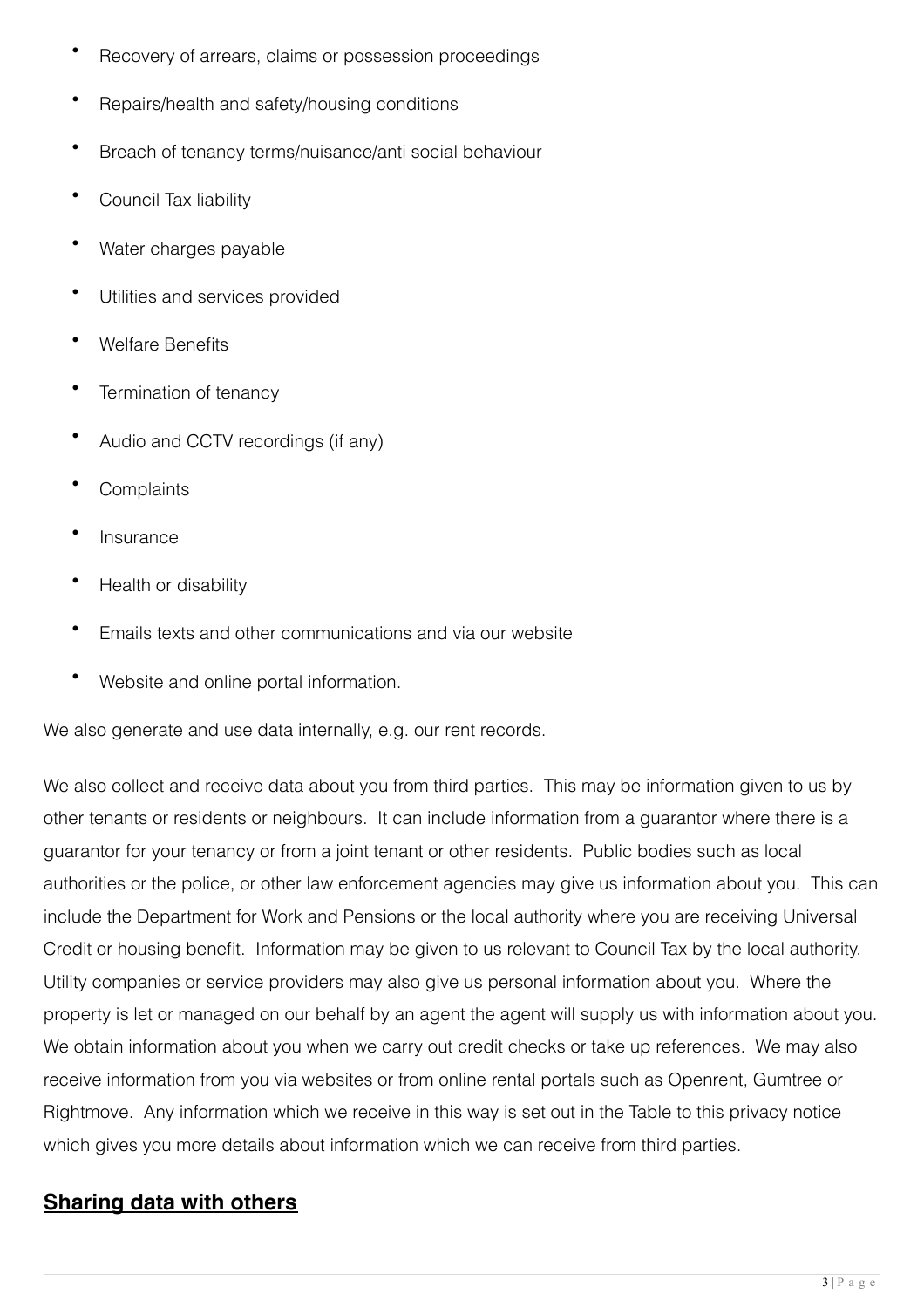- Recovery of arrears, claims or possession proceedings
- Repairs/health and safety/housing conditions
- Breach of tenancy terms/nuisance/anti social behaviour
- Council Tax liability
- Water charges payable
- Utilities and services provided
- Welfare Benefits
- Termination of tenancy
- Audio and CCTV recordings (if any)
- Complaints
- Insurance
- Health or disability
- Emails texts and other communications and via our website
- Website and online portal information.

We also generate and use data internally, e.g. our rent records.

We also collect and receive data about you from third parties. This may be information given to us by other tenants or residents or neighbours. It can include information from a guarantor where there is a guarantor for your tenancy or from a joint tenant or other residents. Public bodies such as local authorities or the police, or other law enforcement agencies may give us information about you. This can include the Department for Work and Pensions or the local authority where you are receiving Universal Credit or housing benefit. Information may be given to us relevant to Council Tax by the local authority. Utility companies or service providers may also give us personal information about you. Where the property is let or managed on our behalf by an agent the agent will supply us with information about you. We obtain information about you when we carry out credit checks or take up references. We may also receive information from you via websites or from online rental portals such as Openrent, Gumtree or Rightmove. Any information which we receive in this way is set out in the Table to this privacy notice which gives you more details about information which we can receive from third parties.

## Sharing data with others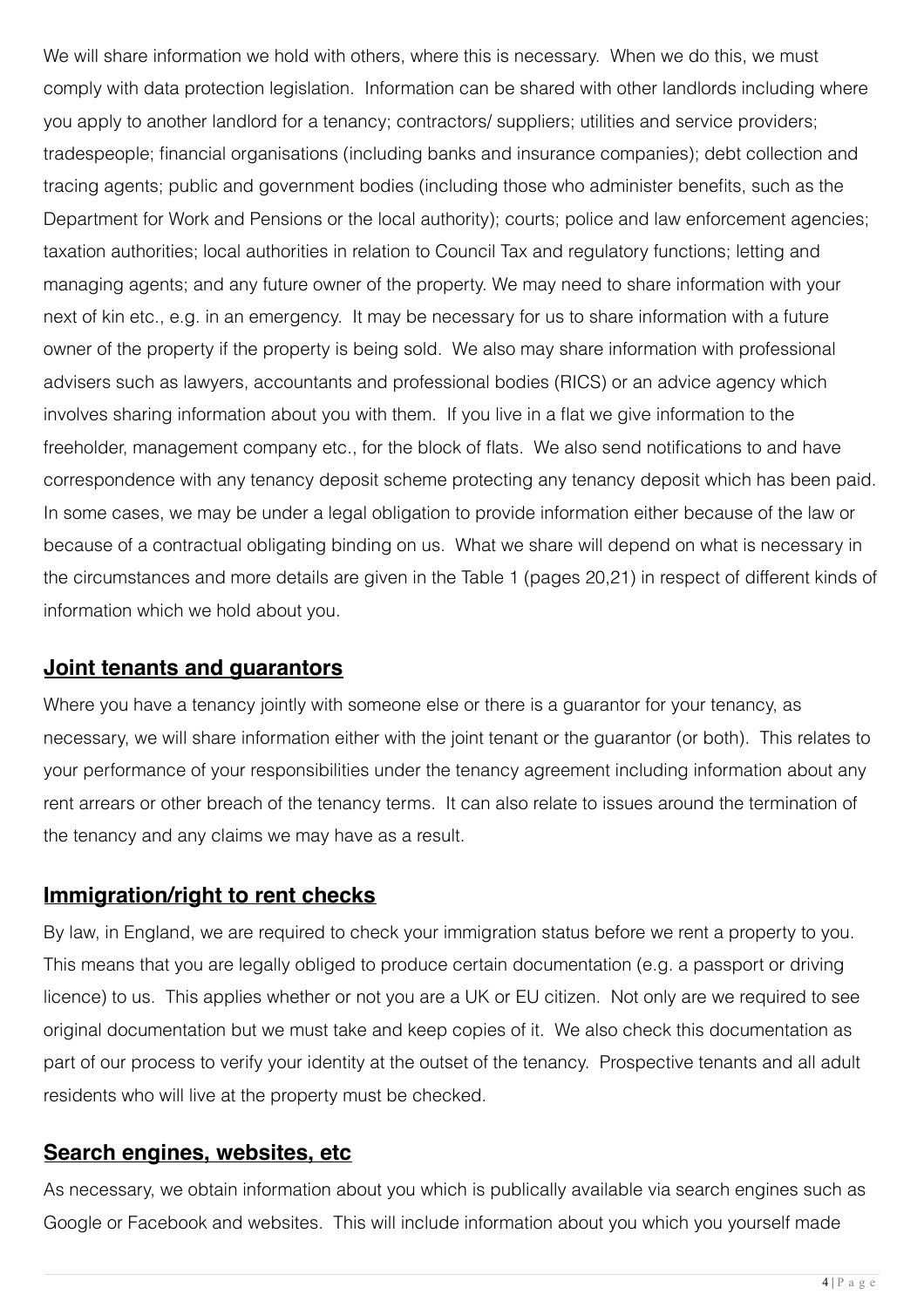We will share information we hold with others, where this is necessary. When we do this, we must comply with data protection legislation. Information can be shared with other landlords including where you apply to another landlord for a tenancy; contractors/ suppliers; utilities and service providers; tradespeople; financial organisations (including banks and insurance companies); debt collection and tracing agents; public and government bodies (including those who administer benefits, such as the Department for Work and Pensions or the local authority); courts; police and law enforcement agencies; taxation authorities; local authorities in relation to Council Tax and regulatory functions; letting and managing agents; and any future owner of the property. We may need to share information with your next of kin etc., e.g. in an emergency. It may be necessary for us to share information with a future owner of the property if the property is being sold. We also may share information with professional advisers such as lawyers, accountants and professional bodies (RICS) or an advice agency which involves sharing information about you with them. If you live in a flat we give information to the freeholder, management company etc., for the block of flats. We also send notifications to and have correspondence with any tenancy deposit scheme protecting any tenancy deposit which has been paid. In some cases, we may be under a legal obligation to provide information either because of the law or because of a contractual obligating binding on us. What we share will depend on what is necessary in the circumstances and more details are given in the Table 1 (pages 20,21) in respect of different kinds of information which we hold about you.

## Joint tenants and guarantors

Where you have a tenancy jointly with someone else or there is a guarantor for your tenancy, as necessary, we will share information either with the joint tenant or the guarantor (or both). This relates to your performance of your responsibilities under the tenancy agreement including information about any rent arrears or other breach of the tenancy terms. It can also relate to issues around the termination of the tenancy and any claims we may have as a result.

## Immigration/right to rent checks

By law, in England, we are required to check your immigration status before we rent a property to you. This means that you are legally obliged to produce certain documentation (e.g. a passport or driving licence) to us. This applies whether or not you are a UK or EU citizen. Not only are we required to see original documentation but we must take and keep copies of it. We also check this documentation as part of our process to verify your identity at the outset of the tenancy. Prospective tenants and all adult residents who will live at the property must be checked.

## Search engines, websites, etc

As necessary, we obtain information about you which is publically available via search engines such as Google or Facebook and websites. This will include information about you which you yourself made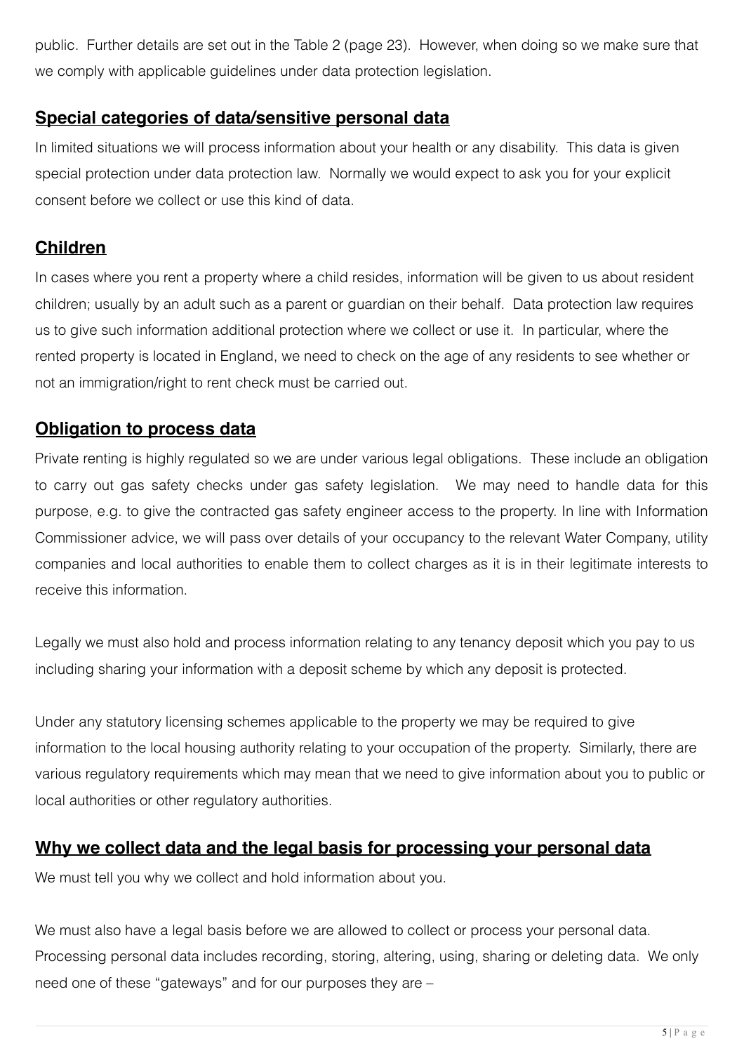public. Further details are set out in the Table 2 (page 23). However, when doing so we make sure that we comply with applicable guidelines under data protection legislation.

## Special categories of data/sensitive personal data

In limited situations we will process information about your health or any disability. This data is given special protection under data protection law. Normally we would expect to ask you for your explicit consent before we collect or use this kind of data.

## Children

In cases where you rent a property where a child resides, information will be given to us about resident children; usually by an adult such as a parent or guardian on their behalf. Data protection law requires us to give such information additional protection where we collect or use it. In particular, where the rented property is located in England, we need to check on the age of any residents to see whether or not an immigration/right to rent check must be carried out.

## Obligation to process data

Private renting is highly regulated so we are under various legal obligations. These include an obligation to carry out gas safety checks under gas safety legislation. We may need to handle data for this purpose, e.g. to give the contracted gas safety engineer access to the property. In line with Information Commissioner advice, we will pass over details of your occupancy to the relevant Water Company, utility companies and local authorities to enable them to collect charges as it is in their legitimate interests to receive this information.

Legally we must also hold and process information relating to any tenancy deposit which you pay to us including sharing your information with a deposit scheme by which any deposit is protected.

Under any statutory licensing schemes applicable to the property we may be required to give information to the local housing authority relating to your occupation of the property. Similarly, there are various regulatory requirements which may mean that we need to give information about you to public or local authorities or other regulatory authorities.

## Why we collect data and the legal basis for processing your personal data

We must tell you why we collect and hold information about you.

We must also have a legal basis before we are allowed to collect or process your personal data. Processing personal data includes recording, storing, altering, using, sharing or deleting data. We only need one of these "gateways" and for our purposes they are –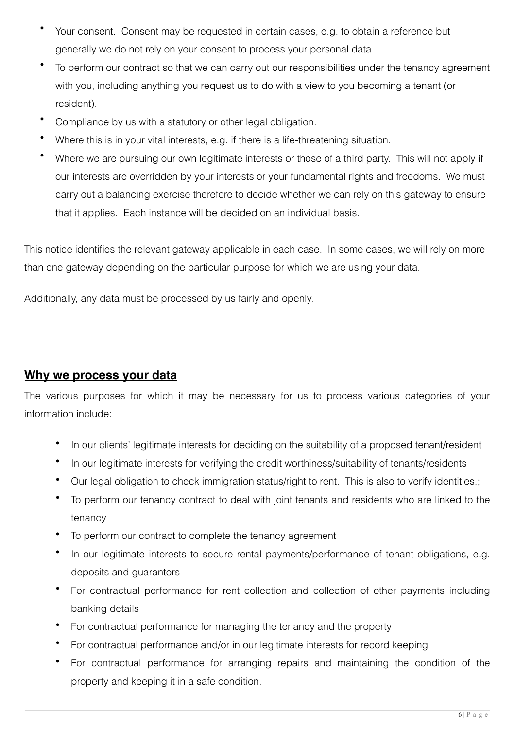- Your consent. Consent may be requested in certain cases, e.g. to obtain a reference but generally we do not rely on your consent to process your personal data.
- To perform our contract so that we can carry out our responsibilities under the tenancy agreement with you, including anything you request us to do with a view to you becoming a tenant (or resident).
- Compliance by us with a statutory or other legal obligation.
- Where this is in your vital interests, e.g. if there is a life-threatening situation.
- Where we are pursuing our own legitimate interests or those of a third party. This will not apply if our interests are overridden by your interests or your fundamental rights and freedoms. We must carry out a balancing exercise therefore to decide whether we can rely on this gateway to ensure that it applies. Each instance will be decided on an individual basis.

This notice identifies the relevant gateway applicable in each case. In some cases, we will rely on more than one gateway depending on the particular purpose for which we are using your data.

Additionally, any data must be processed by us fairly and openly.

## Why we process your data

The various purposes for which it may be necessary for us to process various categories of your information include:

- In our clients' legitimate interests for deciding on the suitability of a proposed tenant/resident
- In our legitimate interests for verifying the credit worthiness/suitability of tenants/residents
- Our legal obligation to check immigration status/right to rent. This is also to verify identities.;
- To perform our tenancy contract to deal with joint tenants and residents who are linked to the tenancy
- To perform our contract to complete the tenancy agreement
- In our legitimate interests to secure rental payments/performance of tenant obligations, e.g. deposits and guarantors
- For contractual performance for rent collection and collection of other payments including banking details
- For contractual performance for managing the tenancy and the property
- For contractual performance and/or in our legitimate interests for record keeping
- For contractual performance for arranging repairs and maintaining the condition of the property and keeping it in a safe condition.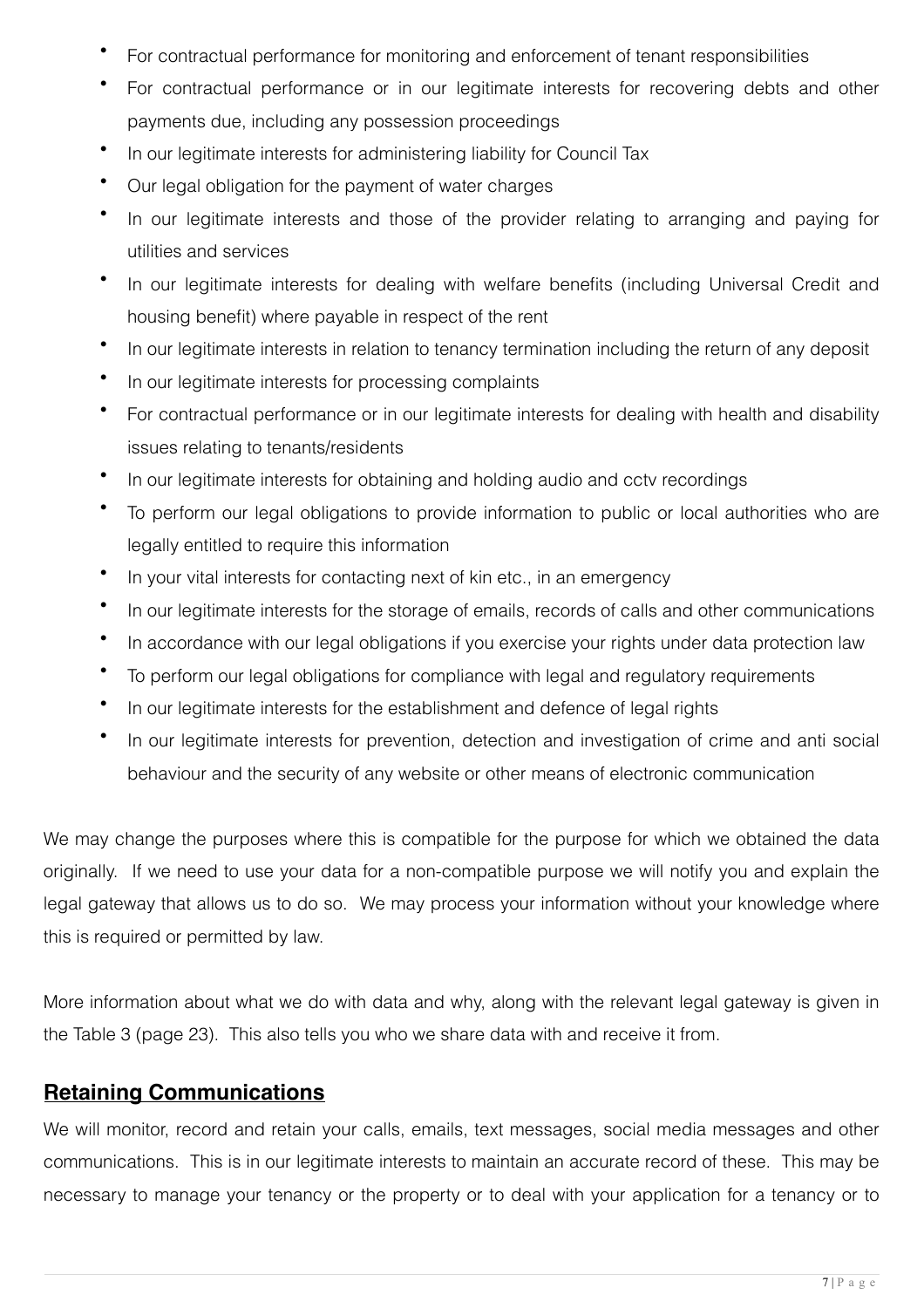- For contractual performance for monitoring and enforcement of tenant responsibilities
- For contractual performance or in our legitimate interests for recovering debts and other payments due, including any possession proceedings
- In our legitimate interests for administering liability for Council Tax
- Our legal obligation for the payment of water charges
- In our legitimate interests and those of the provider relating to arranging and paying for utilities and services
- In our legitimate interests for dealing with welfare benefits (including Universal Credit and housing benefit) where payable in respect of the rent
- In our legitimate interests in relation to tenancy termination including the return of any deposit
- In our legitimate interests for processing complaints
- For contractual performance or in our legitimate interests for dealing with health and disability issues relating to tenants/residents
- In our legitimate interests for obtaining and holding audio and cctv recordings
- To perform our legal obligations to provide information to public or local authorities who are legally entitled to require this information
- In your vital interests for contacting next of kin etc., in an emergency
- In our legitimate interests for the storage of emails, records of calls and other communications
- In accordance with our legal obligations if you exercise your rights under data protection law
- To perform our legal obligations for compliance with legal and regulatory requirements
- In our legitimate interests for the establishment and defence of legal rights
- In our legitimate interests for prevention, detection and investigation of crime and anti social behaviour and the security of any website or other means of electronic communication

We may change the purposes where this is compatible for the purpose for which we obtained the data originally. If we need to use your data for a non-compatible purpose we will notify you and explain the legal gateway that allows us to do so. We may process your information without your knowledge where this is required or permitted by law.

More information about what we do with data and why, along with the relevant legal gateway is given in the Table 3 (page 23). This also tells you who we share data with and receive it from.

## Retaining Communications

We will monitor, record and retain your calls, emails, text messages, social media messages and other communications. This is in our legitimate interests to maintain an accurate record of these. This may be necessary to manage your tenancy or the property or to deal with your application for a tenancy or to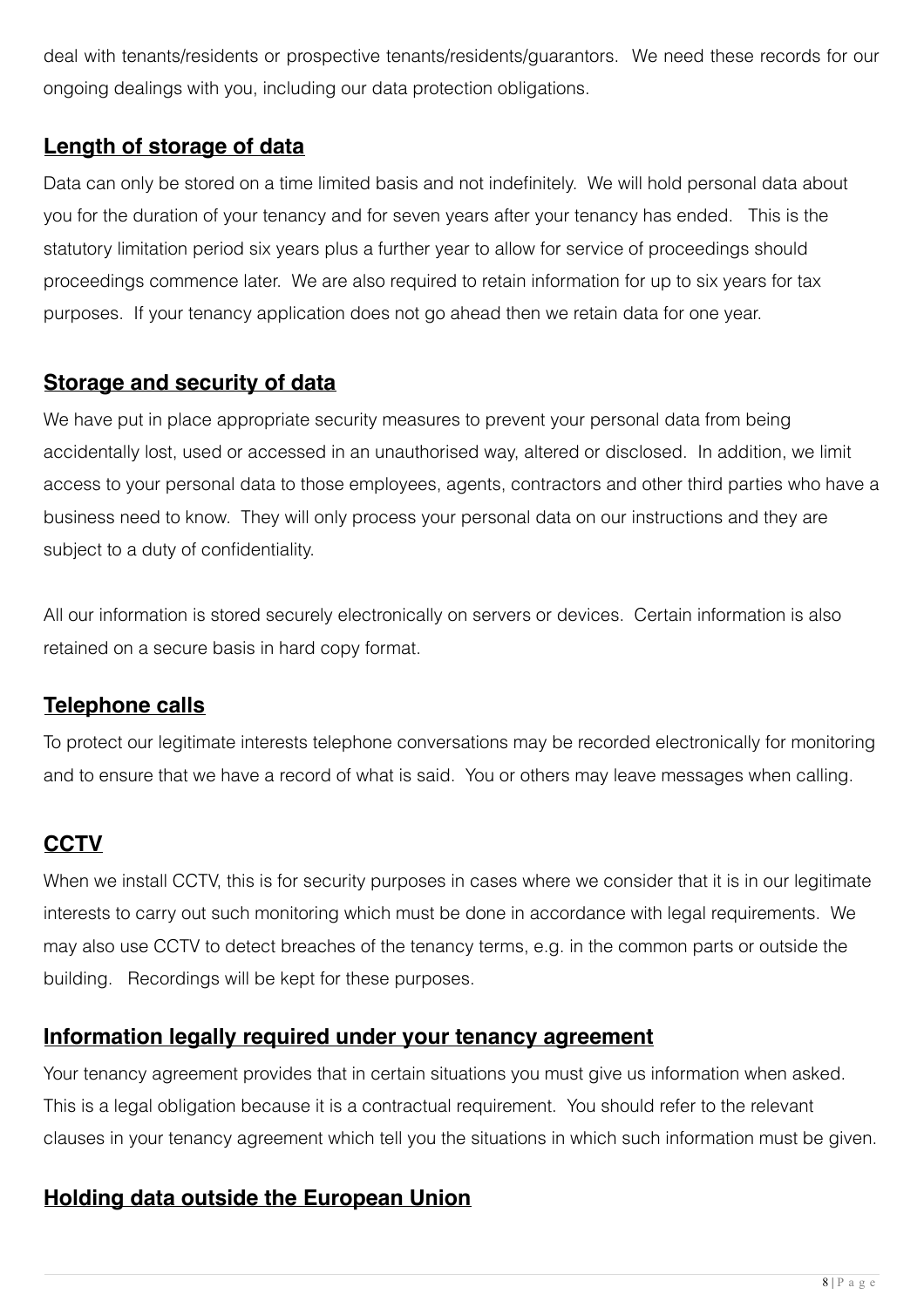deal with tenants/residents or prospective tenants/residents/guarantors. We need these records for our ongoing dealings with you, including our data protection obligations.

## Length of storage of data

Data can only be stored on a time limited basis and not indefinitely. We will hold personal data about you for the duration of your tenancy and for seven years after your tenancy has ended. This is the statutory limitation period six years plus a further year to allow for service of proceedings should proceedings commence later. We are also required to retain information for up to six years for tax purposes. If your tenancy application does not go ahead then we retain data for one year.

## Storage and security of data

We have put in place appropriate security measures to prevent your personal data from being accidentally lost, used or accessed in an unauthorised way, altered or disclosed. In addition, we limit access to your personal data to those employees, agents, contractors and other third parties who have a business need to know. They will only process your personal data on our instructions and they are subject to a duty of confidentiality.

All our information is stored securely electronically on servers or devices. Certain information is also retained on a secure basis in hard copy format.

## Telephone calls

To protect our legitimate interests telephone conversations may be recorded electronically for monitoring and to ensure that we have a record of what is said. You or others may leave messages when calling.

## CCTV

When we install CCTV, this is for security purposes in cases where we consider that it is in our legitimate interests to carry out such monitoring which must be done in accordance with legal requirements. We may also use CCTV to detect breaches of the tenancy terms, e.g. in the common parts or outside the building. Recordings will be kept for these purposes.

## Information legally required under your tenancy agreement

Your tenancy agreement provides that in certain situations you must give us information when asked. This is a legal obligation because it is a contractual requirement. You should refer to the relevant clauses in your tenancy agreement which tell you the situations in which such information must be given.

## Holding data outside the European Union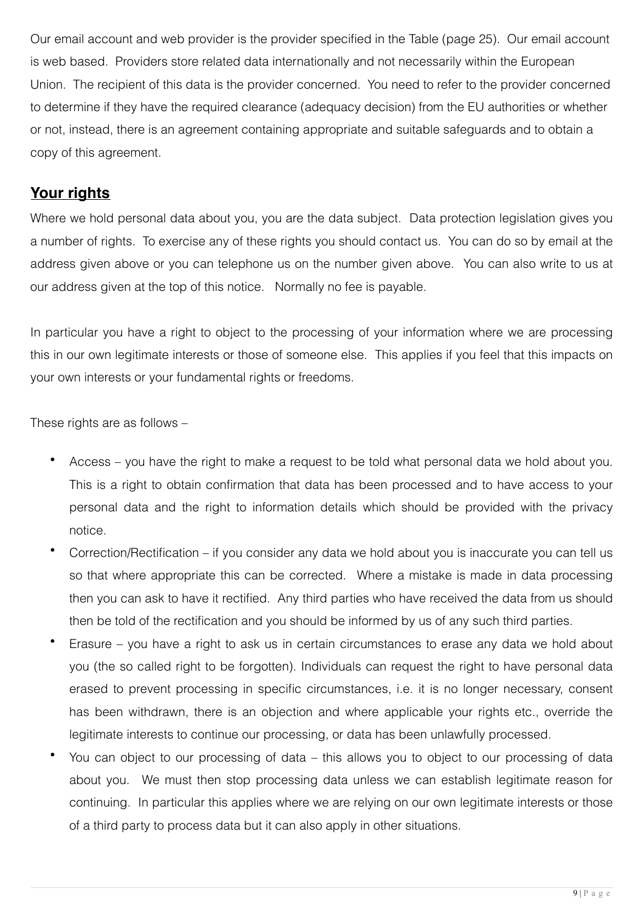Our email account and web provider is the provider specified in the Table (page 25). Our email account is web based. Providers store related data internationally and not necessarily within the European Union. The recipient of this data is the provider concerned. You need to refer to the provider concerned to determine if they have the required clearance (adequacy decision) from the EU authorities or whether or not, instead, there is an agreement containing appropriate and suitable safeguards and to obtain a copy of this agreement.

## **Your rights**

Where we hold personal data about you, you are the data subject. Data protection legislation gives you a number of rights. To exercise any of these rights you should contact us. You can do so by email at the address given above or you can telephone us on the number given above. You can also write to us at our address given at the top of this notice. Normally no fee is payable.

In particular you have a right to object to the processing of your information where we are processing this in our own legitimate interests or those of someone else. This applies if you feel that this impacts on your own interests or your fundamental rights or freedoms.

These rights are as follows –

- Access – you have the right to make a request to be told what personal data we hold about you. This is a right to obtain confirmation that data has been processed and to have access to your personal data and the right to information details which should be provided with the privacy notice.
- Correction/Rectification – if you consider any data we hold about you is inaccurate you can tell us so that where appropriate this can be corrected. Where a mistake is made in data processing then you can ask to have it rectified. Any third parties who have received the data from us should then be told of the rectification and you should be informed by us of any such third parties.
- Erasure – you have a right to ask us in certain circumstances to erase any data we hold about you (the so called right to be forgotten). Individuals can request the right to have personal data erased to prevent processing in specific circumstances, i.e. it is no longer necessary, consent has been withdrawn, there is an objection and where applicable your rights etc., override the legitimate interests to continue our processing, or data has been unlawfully processed.
- You can object to our processing of data – this allows you to object to our processing of data about you. We must then stop processing data unless we can establish legitimate reason for continuing. In particular this applies where we are relying on our own legitimate interests or those of a third party to process data but it can also apply in other situations.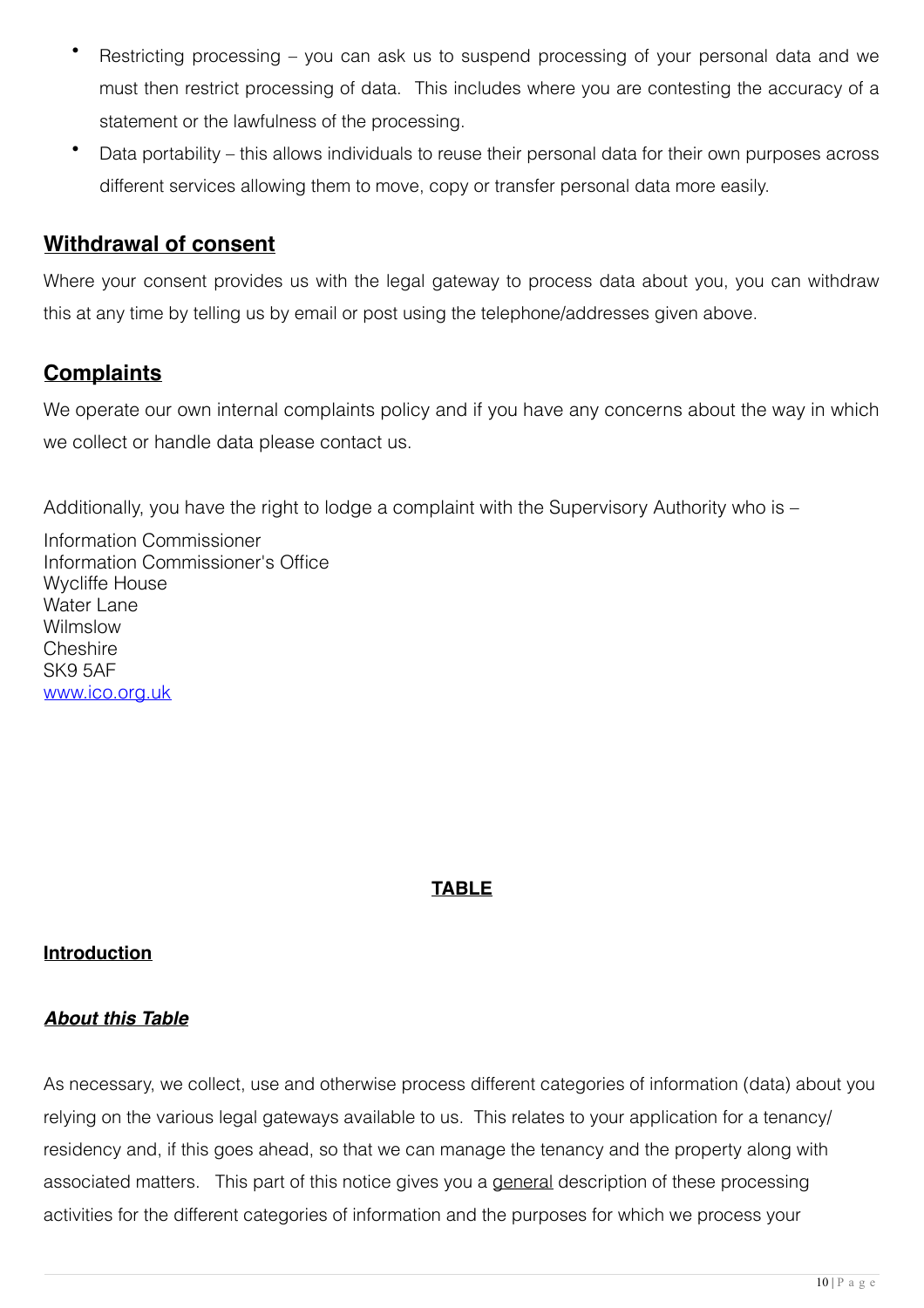- Restricting processing – you can ask us to suspend processing of your personal data and we must then restrict processing of data. This includes where you are contesting the accuracy of a statement or the lawfulness of the processing.
- Data portability – this allows individuals to reuse their personal data for their own purposes across different services allowing them to move, copy or transfer personal data more easily.

## Withdrawal of consent

Where your consent provides us with the legal gateway to process data about you, you can withdraw this at any time by telling us by email or post using the telephone/addresses given above.

## Complaints

We operate our own internal complaints policy and if you have any concerns about the way in which we collect or handle data please contact us.

Additionally, you have the right to lodge a complaint with the Supervisory Authority who is –

Information Commissioner
Information Commissioner's Office
Wycliffe House
Water Lane
Wilmslow
Cheshire
SK9 5AF
www.ico.org.uk

## TABLE

### Introduction

#### *About this Table*

As necessary, we collect, use and otherwise process different categories of information (data) about you relying on the various legal gateways available to us. This relates to your application for a tenancy/ residency and, if this goes ahead, so that we can manage the tenancy and the property along with associated matters. This part of this notice gives you a general description of these processing activities for the different categories of information and the purposes for which we process your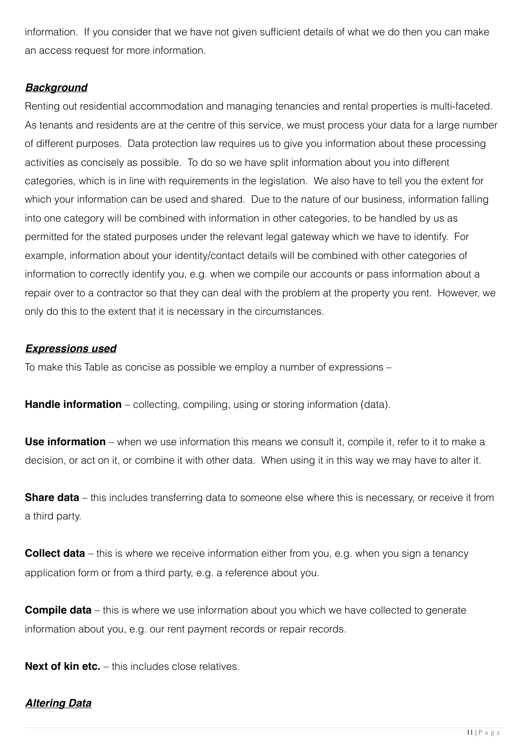information. If you consider that we have not given sufficient details of what we do then you can make an access request for more information.

***Background***

Renting out residential accommodation and managing tenancies and rental properties is multi-faceted. As tenants and residents are at the centre of this service, we must process your data for a large number of different purposes. Data protection law requires us to give you information about these processing activities as concisely as possible. To do so we have split information about you into different categories, which is in line with requirements in the legislation. We also have to tell you the extent for which your information can be used and shared. Due to the nature of our business, information falling into one category will be combined with information in other categories, to be handled by us as permitted for the stated purposes under the relevant legal gateway which we have to identify. For example, information about your identity/contact details will be combined with other categories of information to correctly identify you, e.g. when we compile our accounts or pass information about a repair over to a contractor so that they can deal with the problem at the property you rent. However, we only do this to the extent that it is necessary in the circumstances.

***Expressions used***

To make this Table as concise as possible we employ a number of expressions –

**Handle information** – collecting, compiling, using or storing information (data).

**Use information** – when we use information this means we consult it, compile it, refer to it to make a decision, or act on it, or combine it with other data. When using it in this way we may have to alter it.

**Share data** – this includes transferring data to someone else where this is necessary, or receive it from a third party.

**Collect data** – this is where we receive information either from you, e.g. when you sign a tenancy application form or from a third party, e.g. a reference about you.

**Compile data** – this is where we use information about you which we have collected to generate information about you, e.g. our rent payment records or repair records.

**Next of kin etc.** – this includes close relatives.

***Altering Data***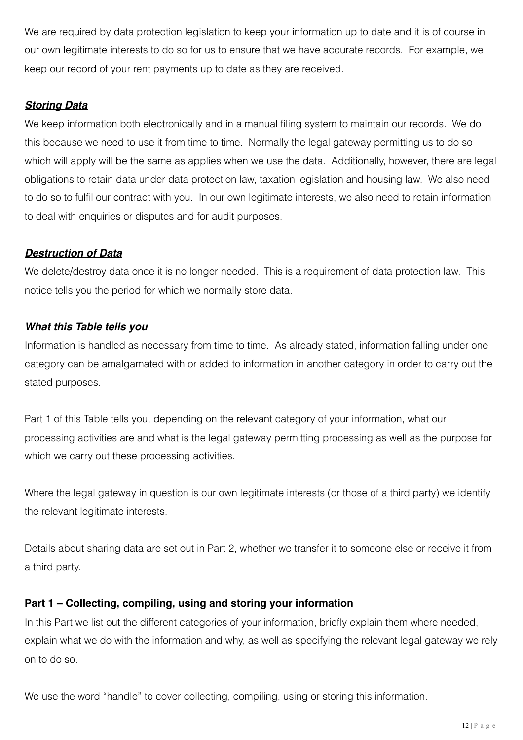We are required by data protection legislation to keep your information up to date and it is of course in our own legitimate interests to do so for us to ensure that we have accurate records. For example, we keep our record of your rent payments up to date as they are received.

***Storing Data***

We keep information both electronically and in a manual filing system to maintain our records. We do this because we need to use it from time to time. Normally the legal gateway permitting us to do so which will apply will be the same as applies when we use the data. Additionally, however, there are legal obligations to retain data under data protection law, taxation legislation and housing law. We also need to do so to fulfil our contract with you. In our own legitimate interests, we also need to retain information to deal with enquiries or disputes and for audit purposes.

***Destruction of Data***

We delete/destroy data once it is no longer needed. This is a requirement of data protection law. This notice tells you the period for which we normally store data.

***What this Table tells you***

Information is handled as necessary from time to time. As already stated, information falling under one category can be amalgamated with or added to information in another category in order to carry out the stated purposes.

Part 1 of this Table tells you, depending on the relevant category of your information, what our processing activities are and what is the legal gateway permitting processing as well as the purpose for which we carry out these processing activities.

Where the legal gateway in question is our own legitimate interests (or those of a third party) we identify the relevant legitimate interests.

Details about sharing data are set out in Part 2, whether we transfer it to someone else or receive it from a third party.

**Part 1 – Collecting, compiling, using and storing your information**

In this Part we list out the different categories of your information, briefly explain them where needed, explain what we do with the information and why, as well as specifying the relevant legal gateway we rely on to do so.

We use the word "handle" to cover collecting, compiling, using or storing this information.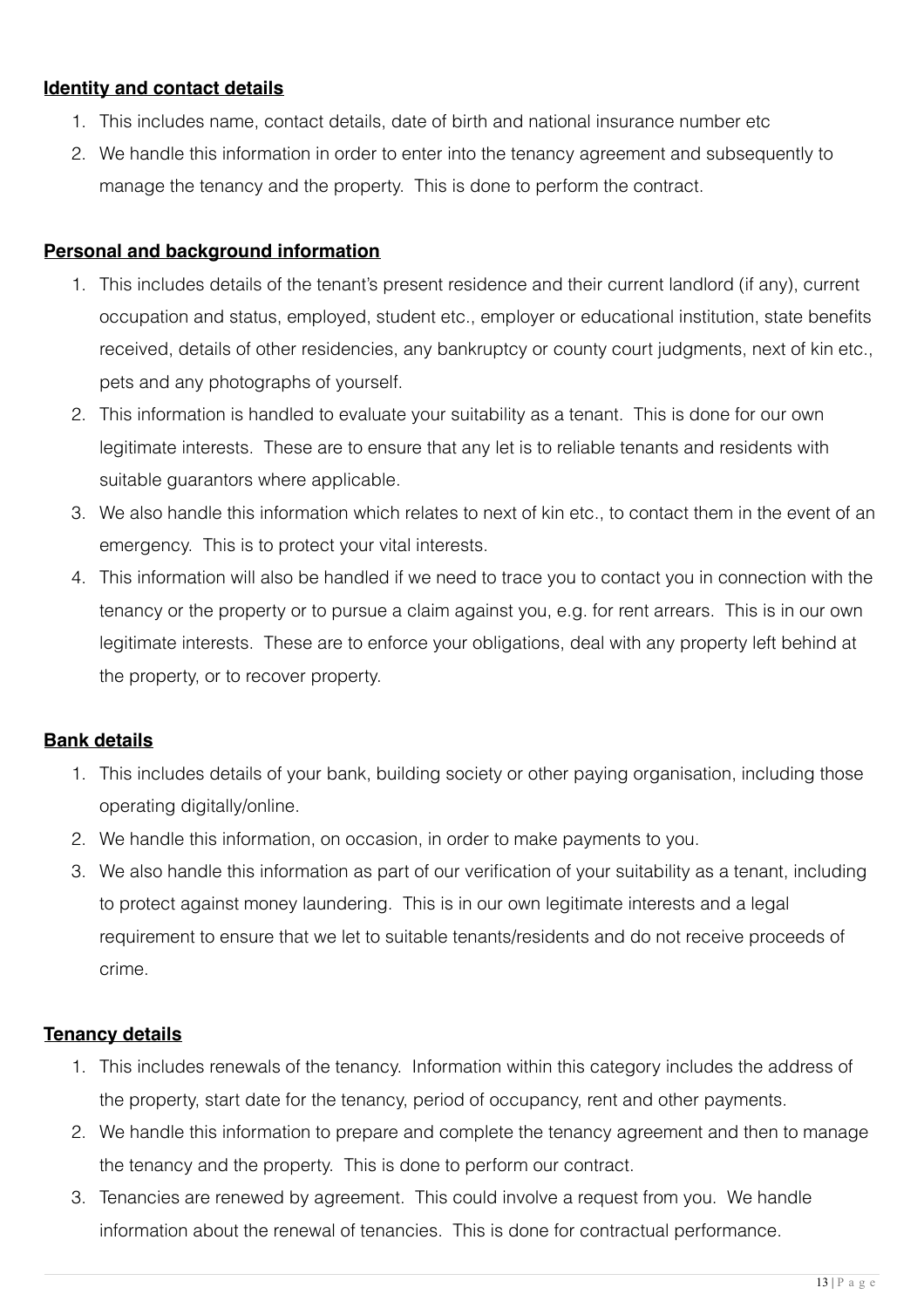**Identity and contact details**

1. This includes name, contact details, date of birth and national insurance number etc
2. We handle this information in order to enter into the tenancy agreement and subsequently to manage the tenancy and the property. This is done to perform the contract.

**Personal and background information**

1. This includes details of the tenant's present residence and their current landlord (if any), current occupation and status, employed, student etc., employer or educational institution, state benefits received, details of other residencies, any bankruptcy or county court judgments, next of kin etc., pets and any photographs of yourself.
2. This information is handled to evaluate your suitability as a tenant. This is done for our own legitimate interests. These are to ensure that any let is to reliable tenants and residents with suitable guarantors where applicable.
3. We also handle this information which relates to next of kin etc., to contact them in the event of an emergency. This is to protect your vital interests.
4. This information will also be handled if we need to trace you to contact you in connection with the tenancy or the property or to pursue a claim against you, e.g. for rent arrears. This is in our own legitimate interests. These are to enforce your obligations, deal with any property left behind at the property, or to recover property.

**Bank details**

1. This includes details of your bank, building society or other paying organisation, including those operating digitally/online.
2. We handle this information, on occasion, in order to make payments to you.
3. We also handle this information as part of our verification of your suitability as a tenant, including to protect against money laundering. This is in our own legitimate interests and a legal requirement to ensure that we let to suitable tenants/residents and do not receive proceeds of crime.

**Tenancy details**

1. This includes renewals of the tenancy. Information within this category includes the address of the property, start date for the tenancy, period of occupancy, rent and other payments.
2. We handle this information to prepare and complete the tenancy agreement and then to manage the tenancy and the property. This is done to perform our contract.
3. Tenancies are renewed by agreement. This could involve a request from you. We handle information about the renewal of tenancies. This is done for contractual performance.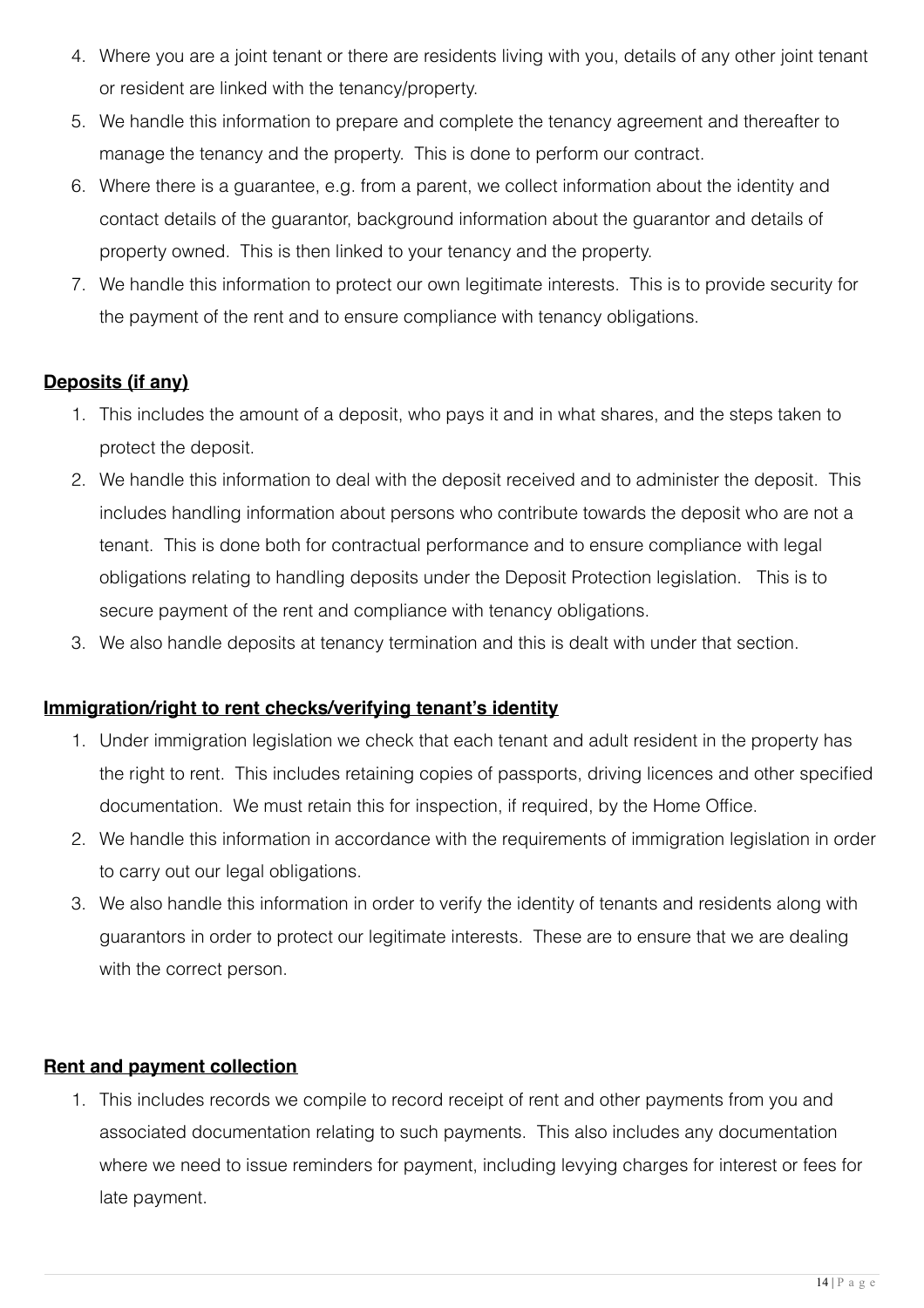4. Where you are a joint tenant or there are residents living with you, details of any other joint tenant or resident are linked with the tenancy/property.
5. We handle this information to prepare and complete the tenancy agreement and thereafter to manage the tenancy and the property. This is done to perform our contract.
6. Where there is a guarantee, e.g. from a parent, we collect information about the identity and contact details of the guarantor, background information about the guarantor and details of property owned. This is then linked to your tenancy and the property.
7. We handle this information to protect our own legitimate interests. This is to provide security for the payment of the rent and to ensure compliance with tenancy obligations.

**Deposits (if any)**

1. This includes the amount of a deposit, who pays it and in what shares, and the steps taken to protect the deposit.
2. We handle this information to deal with the deposit received and to administer the deposit. This includes handling information about persons who contribute towards the deposit who are not a tenant. This is done both for contractual performance and to ensure compliance with legal obligations relating to handling deposits under the Deposit Protection legislation. This is to secure payment of the rent and compliance with tenancy obligations.
3. We also handle deposits at tenancy termination and this is dealt with under that section.

**Immigration/right to rent checks/verifying tenant's identity**

1. Under immigration legislation we check that each tenant and adult resident in the property has the right to rent. This includes retaining copies of passports, driving licences and other specified documentation. We must retain this for inspection, if required, by the Home Office.
2. We handle this information in accordance with the requirements of immigration legislation in order to carry out our legal obligations.
3. We also handle this information in order to verify the identity of tenants and residents along with guarantors in order to protect our legitimate interests. These are to ensure that we are dealing with the correct person.

**Rent and payment collection**

1. This includes records we compile to record receipt of rent and other payments from you and associated documentation relating to such payments. This also includes any documentation where we need to issue reminders for payment, including levying charges for interest or fees for late payment.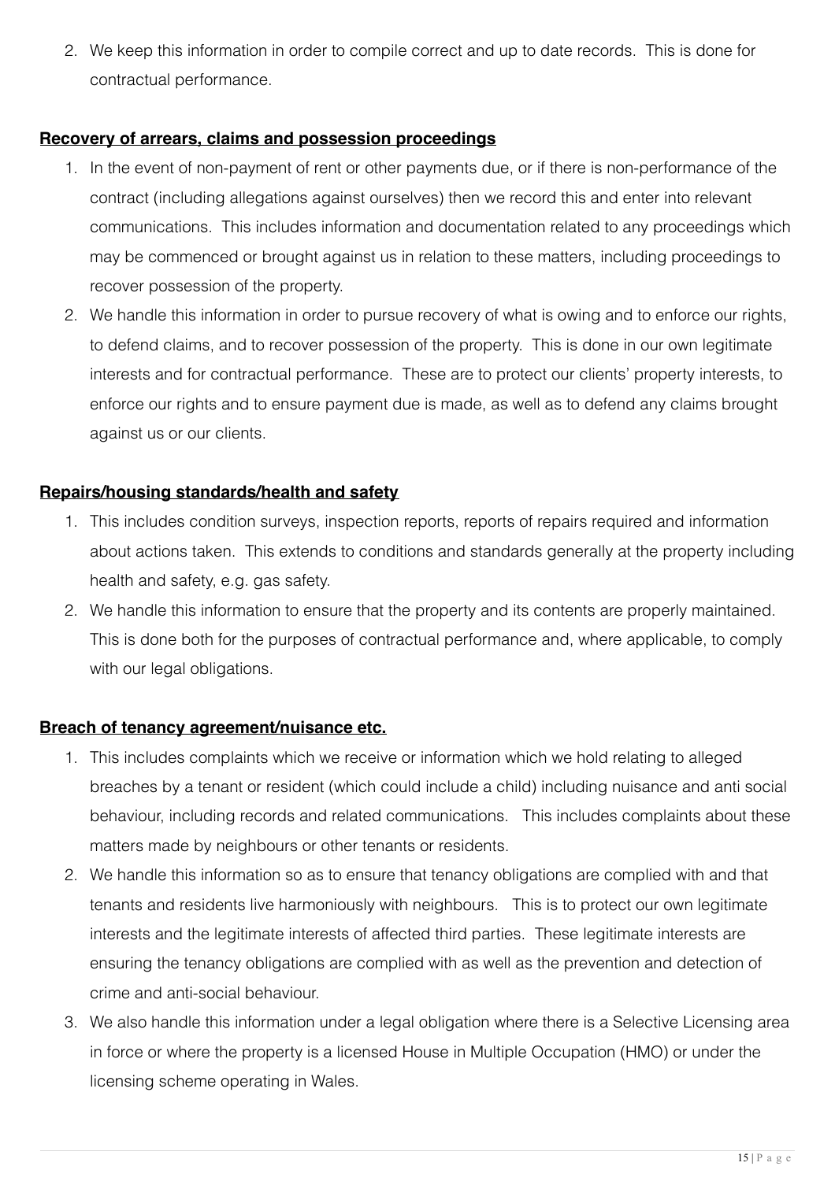2. We keep this information in order to compile correct and up to date records. This is done for contractual performance.

**Recovery of arrears, claims and possession proceedings**

1. In the event of non-payment of rent or other payments due, or if there is non-performance of the contract (including allegations against ourselves) then we record this and enter into relevant communications. This includes information and documentation related to any proceedings which may be commenced or brought against us in relation to these matters, including proceedings to recover possession of the property.
2. We handle this information in order to pursue recovery of what is owing and to enforce our rights, to defend claims, and to recover possession of the property. This is done in our own legitimate interests and for contractual performance. These are to protect our clients' property interests, to enforce our rights and to ensure payment due is made, as well as to defend any claims brought against us or our clients.

**Repairs/housing standards/health and safety**

1. This includes condition surveys, inspection reports, reports of repairs required and information about actions taken. This extends to conditions and standards generally at the property including health and safety, e.g. gas safety.
2. We handle this information to ensure that the property and its contents are properly maintained. This is done both for the purposes of contractual performance and, where applicable, to comply with our legal obligations.

**Breach of tenancy agreement/nuisance etc.**

1. This includes complaints which we receive or information which we hold relating to alleged breaches by a tenant or resident (which could include a child) including nuisance and anti social behaviour, including records and related communications. This includes complaints about these matters made by neighbours or other tenants or residents.
2. We handle this information so as to ensure that tenancy obligations are complied with and that tenants and residents live harmoniously with neighbours. This is to protect our own legitimate interests and the legitimate interests of affected third parties. These legitimate interests are ensuring the tenancy obligations are complied with as well as the prevention and detection of crime and anti-social behaviour.
3. We also handle this information under a legal obligation where there is a Selective Licensing area in force or where the property is a licensed House in Multiple Occupation (HMO) or under the licensing scheme operating in Wales.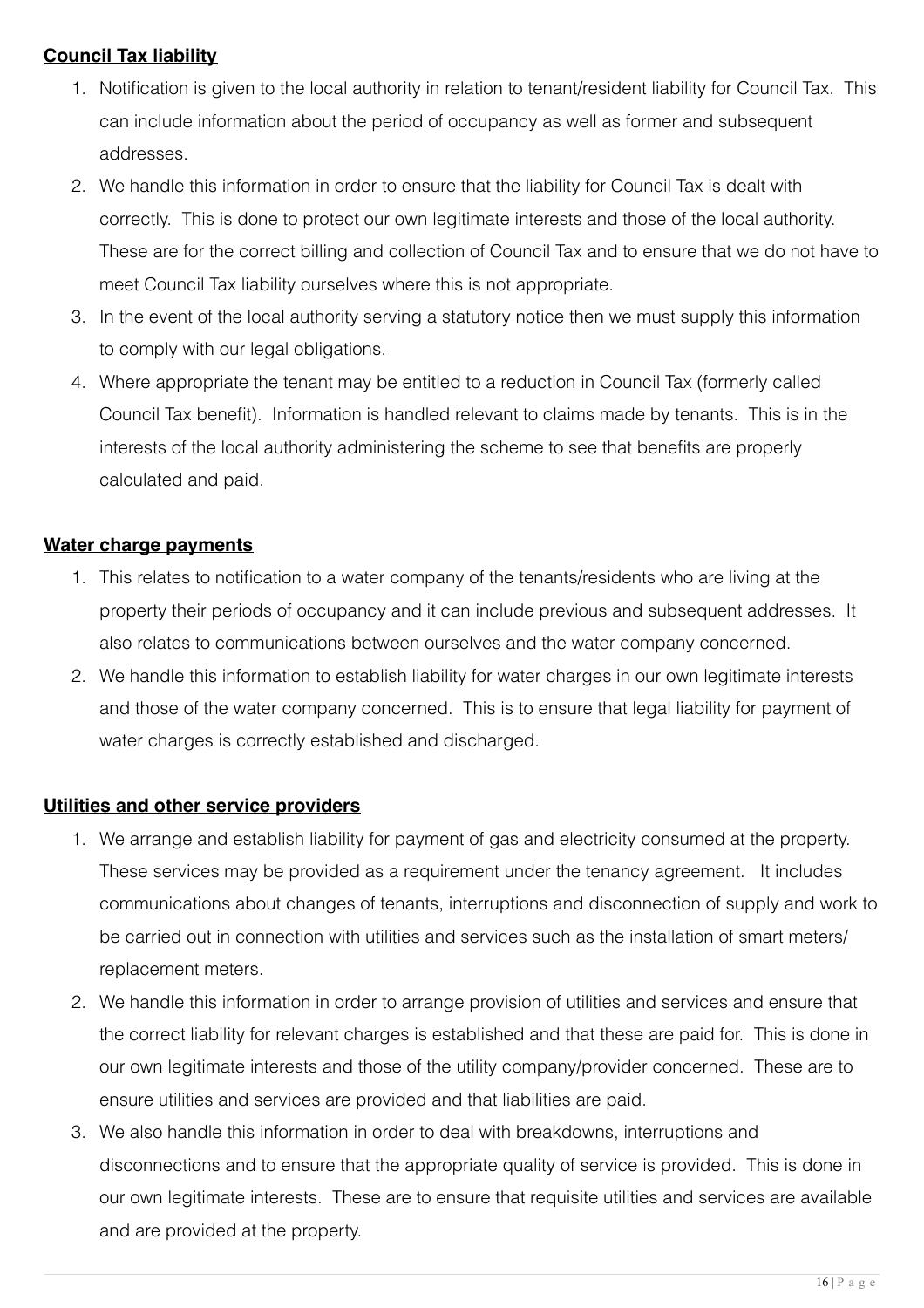**Council Tax liability**

1. Notification is given to the local authority in relation to tenant/resident liability for Council Tax. This can include information about the period of occupancy as well as former and subsequent addresses.
2. We handle this information in order to ensure that the liability for Council Tax is dealt with correctly. This is done to protect our own legitimate interests and those of the local authority. These are for the correct billing and collection of Council Tax and to ensure that we do not have to meet Council Tax liability ourselves where this is not appropriate.
3. In the event of the local authority serving a statutory notice then we must supply this information to comply with our legal obligations.
4. Where appropriate the tenant may be entitled to a reduction in Council Tax (formerly called Council Tax benefit). Information is handled relevant to claims made by tenants. This is in the interests of the local authority administering the scheme to see that benefits are properly calculated and paid.

**Water charge payments**

1. This relates to notification to a water company of the tenants/residents who are living at the property their periods of occupancy and it can include previous and subsequent addresses. It also relates to communications between ourselves and the water company concerned.
2. We handle this information to establish liability for water charges in our own legitimate interests and those of the water company concerned. This is to ensure that legal liability for payment of water charges is correctly established and discharged.

**Utilities and other service providers**

1. We arrange and establish liability for payment of gas and electricity consumed at the property. These services may be provided as a requirement under the tenancy agreement. It includes communications about changes of tenants, interruptions and disconnection of supply and work to be carried out in connection with utilities and services such as the installation of smart meters/ replacement meters.
2. We handle this information in order to arrange provision of utilities and services and ensure that the correct liability for relevant charges is established and that these are paid for. This is done in our own legitimate interests and those of the utility company/provider concerned. These are to ensure utilities and services are provided and that liabilities are paid.
3. We also handle this information in order to deal with breakdowns, interruptions and disconnections and to ensure that the appropriate quality of service is provided. This is done in our own legitimate interests. These are to ensure that requisite utilities and services are available and are provided at the property.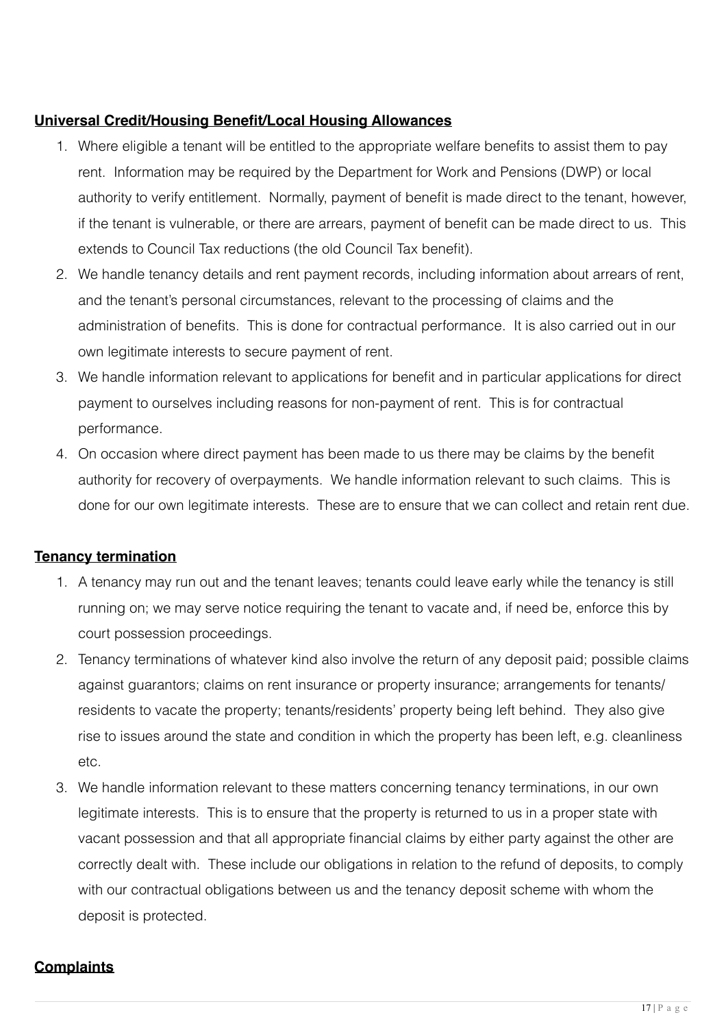**Universal Credit/Housing Benefit/Local Housing Allowances**

1. Where eligible a tenant will be entitled to the appropriate welfare benefits to assist them to pay rent. Information may be required by the Department for Work and Pensions (DWP) or local authority to verify entitlement. Normally, payment of benefit is made direct to the tenant, however, if the tenant is vulnerable, or there are arrears, payment of benefit can be made direct to us. This extends to Council Tax reductions (the old Council Tax benefit).
2. We handle tenancy details and rent payment records, including information about arrears of rent, and the tenant's personal circumstances, relevant to the processing of claims and the administration of benefits. This is done for contractual performance. It is also carried out in our own legitimate interests to secure payment of rent.
3. We handle information relevant to applications for benefit and in particular applications for direct payment to ourselves including reasons for non-payment of rent. This is for contractual performance.
4. On occasion where direct payment has been made to us there may be claims by the benefit authority for recovery of overpayments. We handle information relevant to such claims. This is done for our own legitimate interests. These are to ensure that we can collect and retain rent due.

**Tenancy termination**

1. A tenancy may run out and the tenant leaves; tenants could leave early while the tenancy is still running on; we may serve notice requiring the tenant to vacate and, if need be, enforce this by court possession proceedings.
2. Tenancy terminations of whatever kind also involve the return of any deposit paid; possible claims against guarantors; claims on rent insurance or property insurance; arrangements for tenants/residents to vacate the property; tenants/residents' property being left behind. They also give rise to issues around the state and condition in which the property has been left, e.g. cleanliness etc.
3. We handle information relevant to these matters concerning tenancy terminations, in our own legitimate interests. This is to ensure that the property is returned to us in a proper state with vacant possession and that all appropriate financial claims by either party against the other are correctly dealt with. These include our obligations in relation to the refund of deposits, to comply with our contractual obligations between us and the tenancy deposit scheme with whom the deposit is protected.

**Complaints**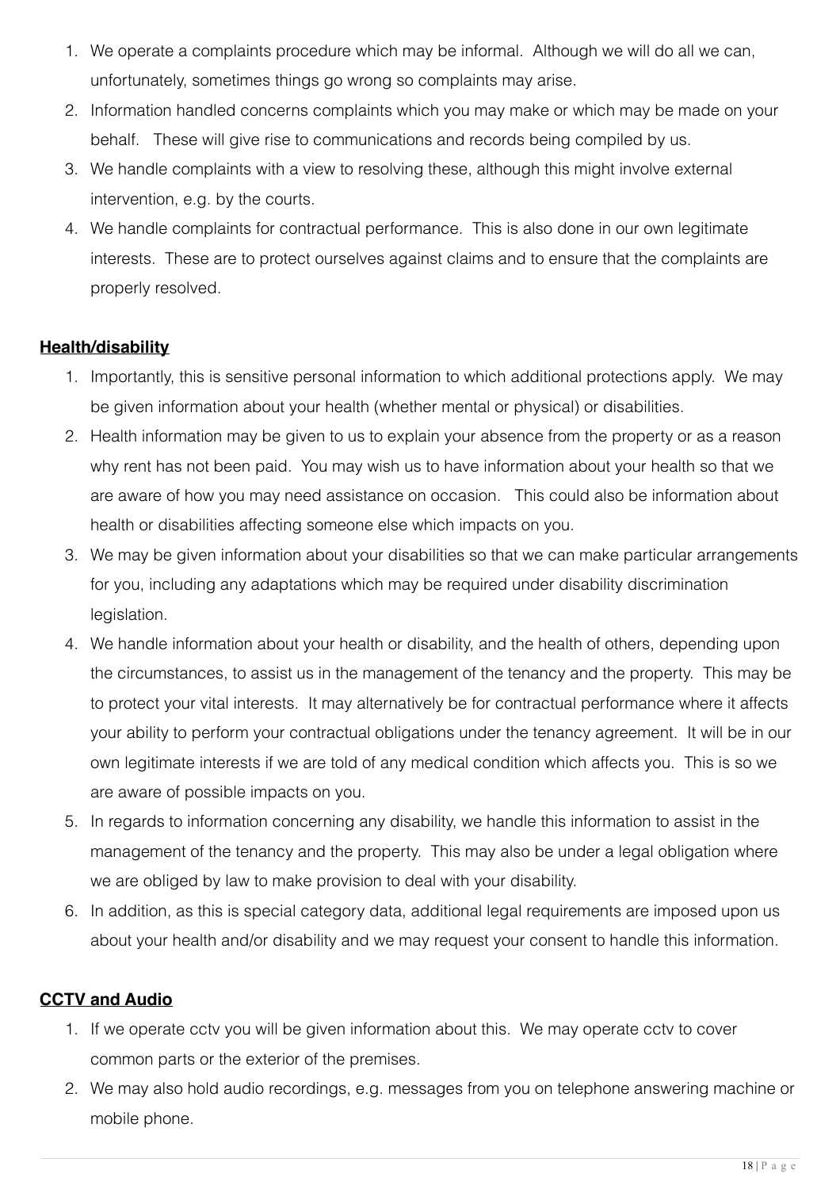1. We operate a complaints procedure which may be informal. Although we will do all we can, unfortunately, sometimes things go wrong so complaints may arise.
2. Information handled concerns complaints which you may make or which may be made on your behalf. These will give rise to communications and records being compiled by us.
3. We handle complaints with a view to resolving these, although this might involve external intervention, e.g. by the courts.
4. We handle complaints for contractual performance. This is also done in our own legitimate interests. These are to protect ourselves against claims and to ensure that the complaints are properly resolved.

**Health/disability**

1. Importantly, this is sensitive personal information to which additional protections apply. We may be given information about your health (whether mental or physical) or disabilities.
2. Health information may be given to us to explain your absence from the property or as a reason why rent has not been paid. You may wish us to have information about your health so that we are aware of how you may need assistance on occasion. This could also be information about health or disabilities affecting someone else which impacts on you.
3. We may be given information about your disabilities so that we can make particular arrangements for you, including any adaptations which may be required under disability discrimination legislation.
4. We handle information about your health or disability, and the health of others, depending upon the circumstances, to assist us in the management of the tenancy and the property. This may be to protect your vital interests. It may alternatively be for contractual performance where it affects your ability to perform your contractual obligations under the tenancy agreement. It will be in our own legitimate interests if we are told of any medical condition which affects you. This is so we are aware of possible impacts on you.
5. In regards to information concerning any disability, we handle this information to assist in the management of the tenancy and the property. This may also be under a legal obligation where we are obliged by law to make provision to deal with your disability.
6. In addition, as this is special category data, additional legal requirements are imposed upon us about your health and/or disability and we may request your consent to handle this information.

**CCTV and Audio**

1. If we operate cctv you will be given information about this. We may operate cctv to cover common parts or the exterior of the premises.
2. We may also hold audio recordings, e.g. messages from you on telephone answering machine or mobile phone.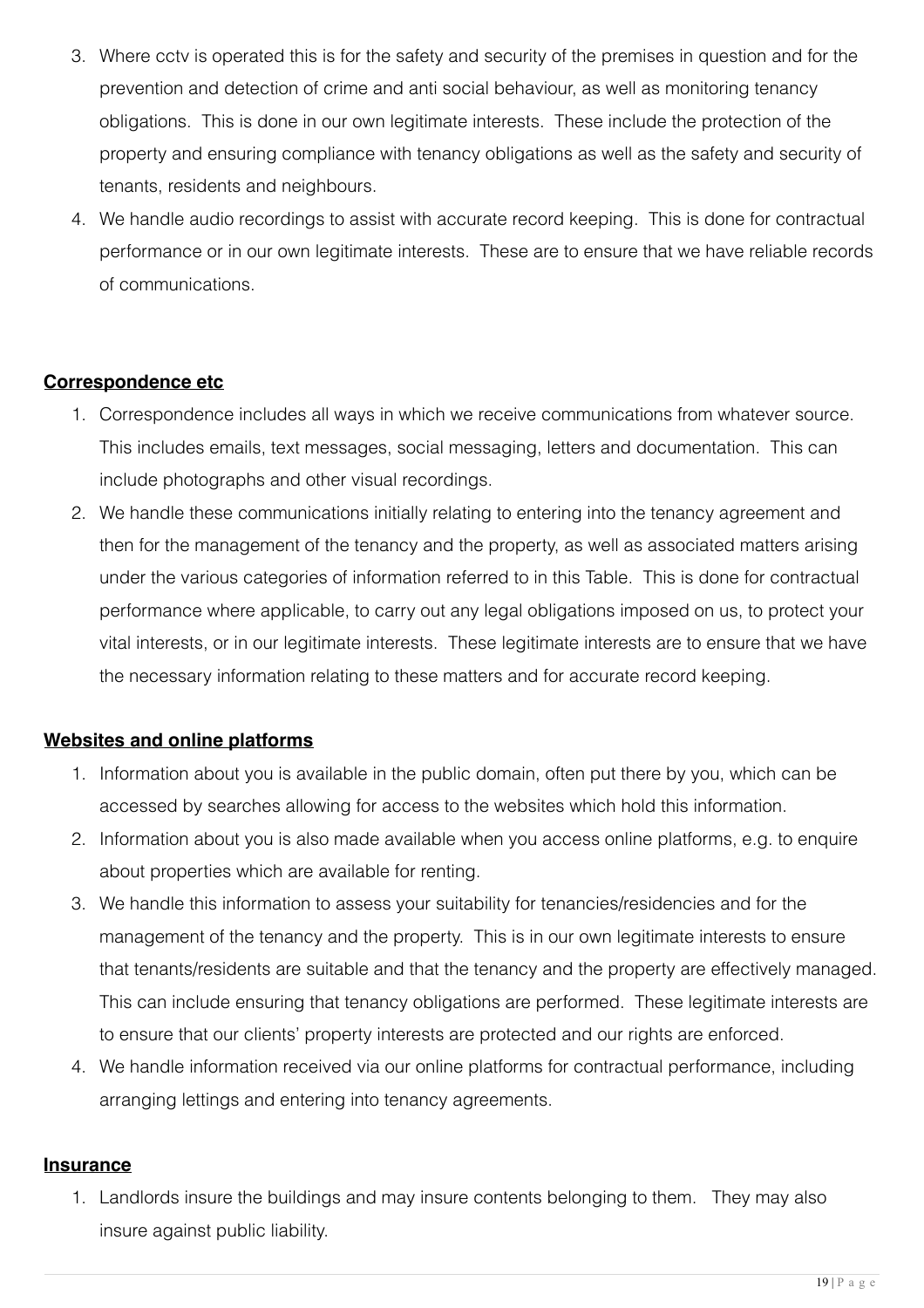3. Where cctv is operated this is for the safety and security of the premises in question and for the prevention and detection of crime and anti social behaviour, as well as monitoring tenancy obligations. This is done in our own legitimate interests. These include the protection of the property and ensuring compliance with tenancy obligations as well as the safety and security of tenants, residents and neighbours.
4. We handle audio recordings to assist with accurate record keeping. This is done for contractual performance or in our own legitimate interests. These are to ensure that we have reliable records of communications.

**Correspondence etc**

1. Correspondence includes all ways in which we receive communications from whatever source. This includes emails, text messages, social messaging, letters and documentation. This can include photographs and other visual recordings.
2. We handle these communications initially relating to entering into the tenancy agreement and then for the management of the tenancy and the property, as well as associated matters arising under the various categories of information referred to in this Table. This is done for contractual performance where applicable, to carry out any legal obligations imposed on us, to protect your vital interests, or in our legitimate interests. These legitimate interests are to ensure that we have the necessary information relating to these matters and for accurate record keeping.

**Websites and online platforms**

1. Information about you is available in the public domain, often put there by you, which can be accessed by searches allowing for access to the websites which hold this information.
2. Information about you is also made available when you access online platforms, e.g. to enquire about properties which are available for renting.
3. We handle this information to assess your suitability for tenancies/residencies and for the management of the tenancy and the property. This is in our own legitimate interests to ensure that tenants/residents are suitable and that the tenancy and the property are effectively managed. This can include ensuring that tenancy obligations are performed. These legitimate interests are to ensure that our clients' property interests are protected and our rights are enforced.
4. We handle information received via our online platforms for contractual performance, including arranging lettings and entering into tenancy agreements.

**Insurance**

1. Landlords insure the buildings and may insure contents belonging to them. They may also insure against public liability.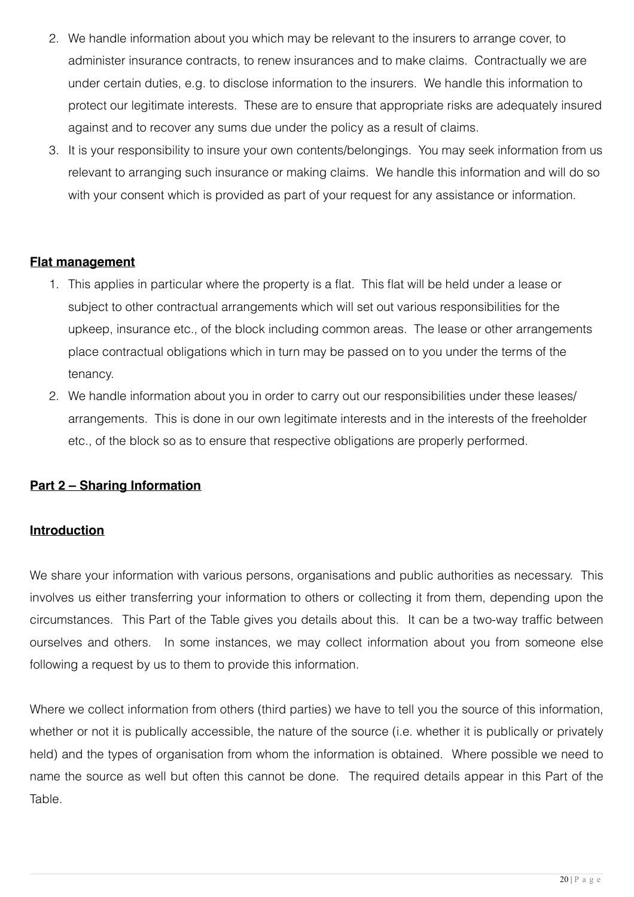2. We handle information about you which may be relevant to the insurers to arrange cover, to administer insurance contracts, to renew insurances and to make claims. Contractually we are under certain duties, e.g. to disclose information to the insurers. We handle this information to protect our legitimate interests. These are to ensure that appropriate risks are adequately insured against and to recover any sums due under the policy as a result of claims.
3. It is your responsibility to insure your own contents/belongings. You may seek information from us relevant to arranging such insurance or making claims. We handle this information and will do so with your consent which is provided as part of your request for any assistance or information.

**Flat management**

1. This applies in particular where the property is a flat. This flat will be held under a lease or subject to other contractual arrangements which will set out various responsibilities for the upkeep, insurance etc., of the block including common areas. The lease or other arrangements place contractual obligations which in turn may be passed on to you under the terms of the tenancy.
2. We handle information about you in order to carry out our responsibilities under these leases/ arrangements. This is done in our own legitimate interests and in the interests of the freeholder etc., of the block so as to ensure that respective obligations are properly performed.

## Part 2 – Sharing Information

### Introduction

We share your information with various persons, organisations and public authorities as necessary. This involves us either transferring your information to others or collecting it from them, depending upon the circumstances. This Part of the Table gives you details about this. It can be a two-way traffic between ourselves and others. In some instances, we may collect information about you from someone else following a request by us to them to provide this information.

Where we collect information from others (third parties) we have to tell you the source of this information, whether or not it is publically accessible, the nature of the source (i.e. whether it is publically or privately held) and the types of organisation from whom the information is obtained. Where possible we need to name the source as well but often this cannot be done. The required details appear in this Part of the Table.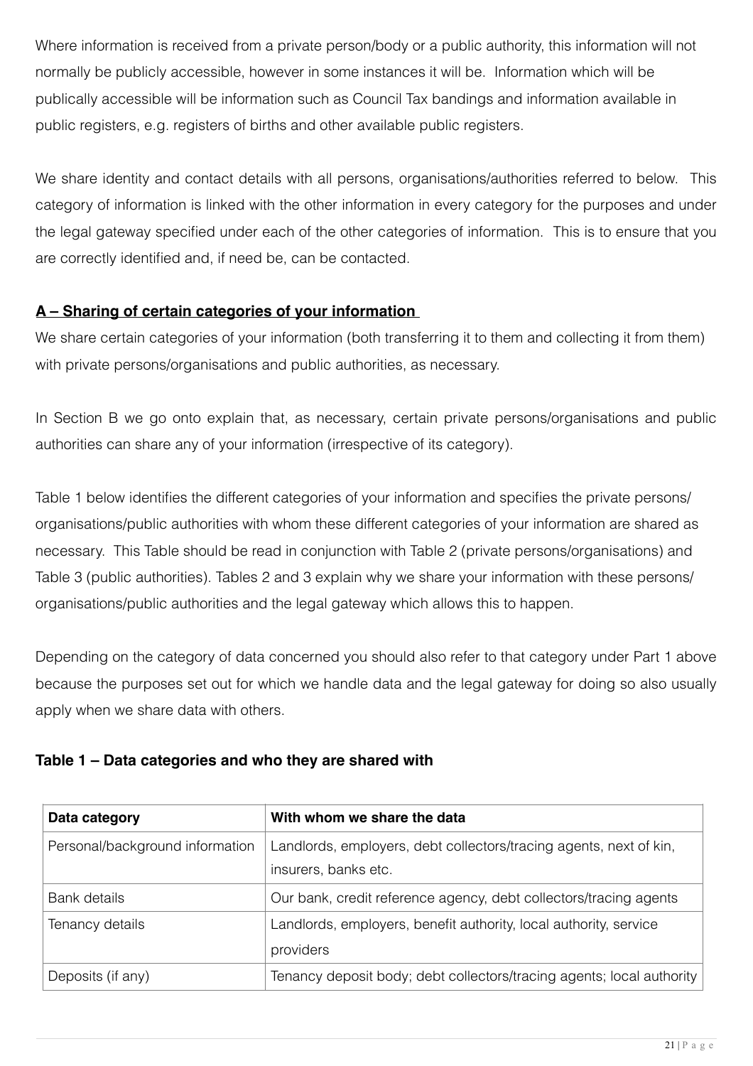Where information is received from a private person/body or a public authority, this information will not normally be publicly accessible, however in some instances it will be. Information which will be publically accessible will be information such as Council Tax bandings and information available in public registers, e.g. registers of births and other available public registers.

We share identity and contact details with all persons, organisations/authorities referred to below. This category of information is linked with the other information in every category for the purposes and under the legal gateway specified under each of the other categories of information. This is to ensure that you are correctly identified and, if need be, can be contacted.

## A – Sharing of certain categories of your information

We share certain categories of your information (both transferring it to them and collecting it from them) with private persons/organisations and public authorities, as necessary.

In Section B we go onto explain that, as necessary, certain private persons/organisations and public authorities can share any of your information (irrespective of its category).

Table 1 below identifies the different categories of your information and specifies the private persons/ organisations/public authorities with whom these different categories of your information are shared as necessary. This Table should be read in conjunction with Table 2 (private persons/organisations) and Table 3 (public authorities). Tables 2 and 3 explain why we share your information with these persons/ organisations/public authorities and the legal gateway which allows this to happen.

Depending on the category of data concerned you should also refer to that category under Part 1 above because the purposes set out for which we handle data and the legal gateway for doing so also usually apply when we share data with others.

### Table 1 – Data categories and who they are shared with

| Data category | With whom we share the data |
|---|---|
| Personal/background information | Landlords, employers, debt collectors/tracing agents, next of kin, insurers, banks etc. |
| Bank details | Our bank, credit reference agency, debt collectors/tracing agents |
| Tenancy details | Landlords, employers, benefit authority, local authority, service providers |
| Deposits (if any) | Tenancy deposit body; debt collectors/tracing agents; local authority |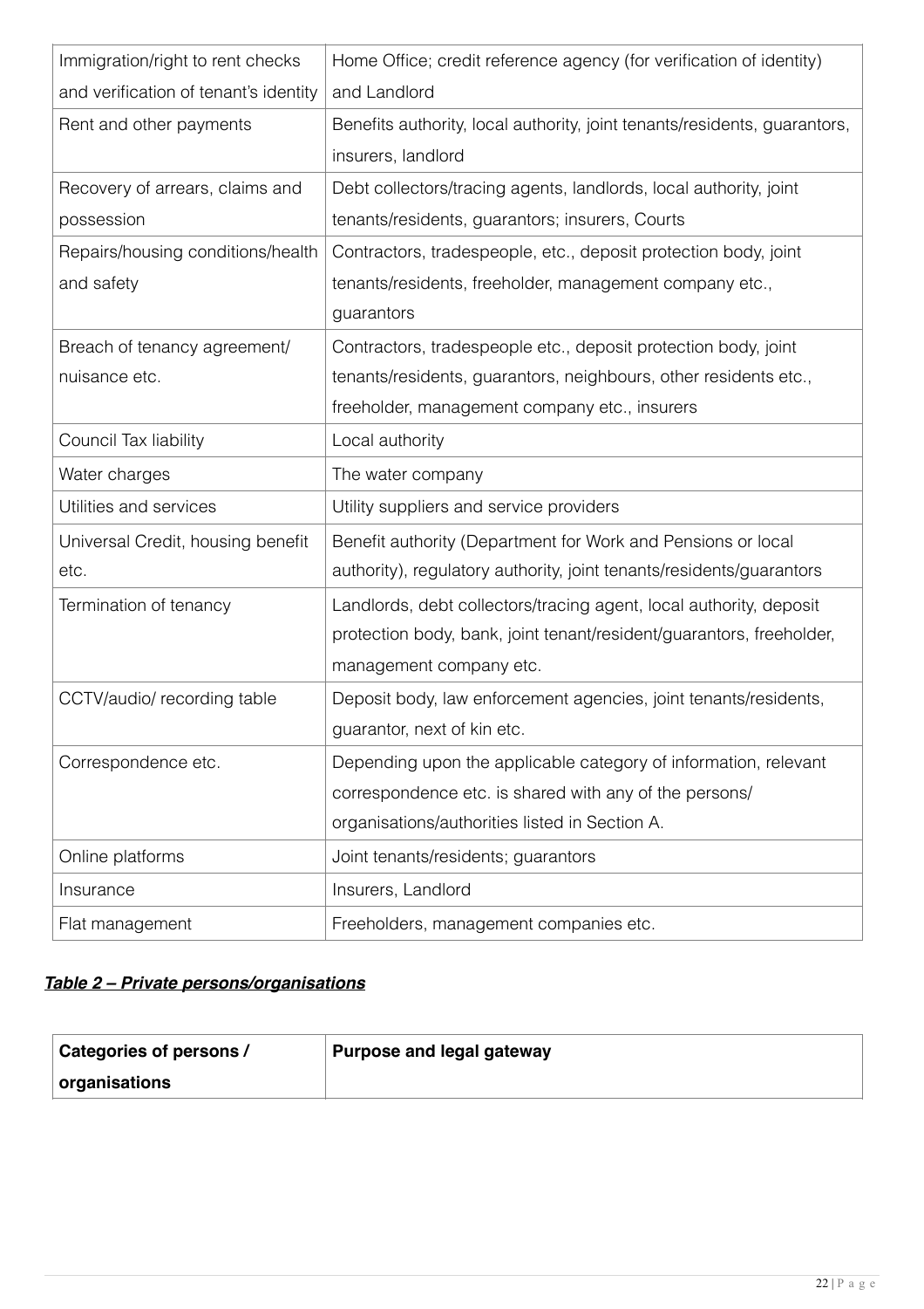| | |
|---|---|
| Immigration/right to rent checks and verification of tenant's identity | Home Office; credit reference agency (for verification of identity) and Landlord |
| Rent and other payments | Benefits authority, local authority, joint tenants/residents, guarantors, insurers, landlord |
| Recovery of arrears, claims and possession | Debt collectors/tracing agents, landlords, local authority, joint tenants/residents, guarantors; insurers, Courts |
| Repairs/housing conditions/health and safety | Contractors, tradespeople, etc., deposit protection body, joint tenants/residents, freeholder, management company etc., guarantors |
| Breach of tenancy agreement/ nuisance etc. | Contractors, tradespeople etc., deposit protection body, joint tenants/residents, guarantors, neighbours, other residents etc., freeholder, management company etc., insurers |
| Council Tax liability | Local authority |
| Water charges | The water company |
| Utilities and services | Utility suppliers and service providers |
| Universal Credit, housing benefit etc. | Benefit authority (Department for Work and Pensions or local authority), regulatory authority, joint tenants/residents/guarantors |
| Termination of tenancy | Landlords, debt collectors/tracing agent, local authority, deposit protection body, bank, joint tenant/resident/guarantors, freeholder, management company etc. |
| CCTV/audio/ recording table | Deposit body, law enforcement agencies, joint tenants/residents, guarantor, next of kin etc. |
| Correspondence etc. | Depending upon the applicable category of information, relevant correspondence etc. is shared with any of the persons/ organisations/authorities listed in Section A. |
| Online platforms | Joint tenants/residents; guarantors |
| Insurance | Insurers, Landlord |
| Flat management | Freeholders, management companies etc. |

***Table 2 – Private persons/organisations***

| **Categories of persons / organisations** | **Purpose and legal gateway** |
|---|---|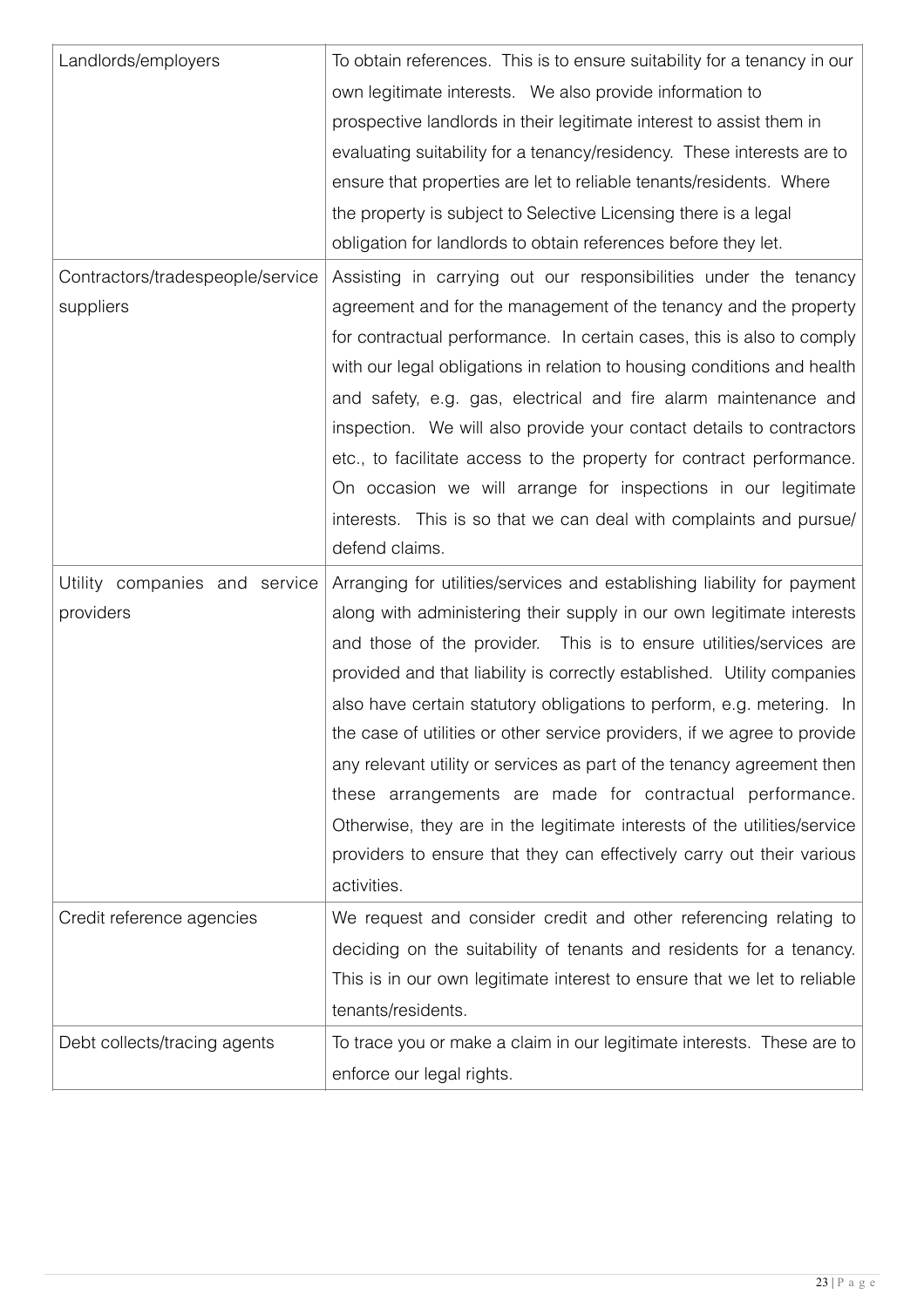| | |
|---|---|
| Landlords/employers | To obtain references. This is to ensure suitability for a tenancy in our own legitimate interests. We also provide information to prospective landlords in their legitimate interest to assist them in evaluating suitability for a tenancy/residency. These interests are to ensure that properties are let to reliable tenants/residents. Where the property is subject to Selective Licensing there is a legal obligation for landlords to obtain references before they let. |
| Contractors/tradespeople/service suppliers | Assisting in carrying out our responsibilities under the tenancy agreement and for the management of the tenancy and the property for contractual performance. In certain cases, this is also to comply with our legal obligations in relation to housing conditions and health and safety, e.g. gas, electrical and fire alarm maintenance and inspection. We will also provide your contact details to contractors etc., to facilitate access to the property for contract performance. On occasion we will arrange for inspections in our legitimate interests. This is so that we can deal with complaints and pursue/ defend claims. |
| Utility companies and service providers | Arranging for utilities/services and establishing liability for payment along with administering their supply in our own legitimate interests and those of the provider. This is to ensure utilities/services are provided and that liability is correctly established. Utility companies also have certain statutory obligations to perform, e.g. metering. In the case of utilities or other service providers, if we agree to provide any relevant utility or services as part of the tenancy agreement then these arrangements are made for contractual performance. Otherwise, they are in the legitimate interests of the utilities/service providers to ensure that they can effectively carry out their various activities. |
| Credit reference agencies | We request and consider credit and other referencing relating to deciding on the suitability of tenants and residents for a tenancy. This is in our own legitimate interest to ensure that we let to reliable tenants/residents. |
| Debt collects/tracing agents | To trace you or make a claim in our legitimate interests. These are to enforce our legal rights. |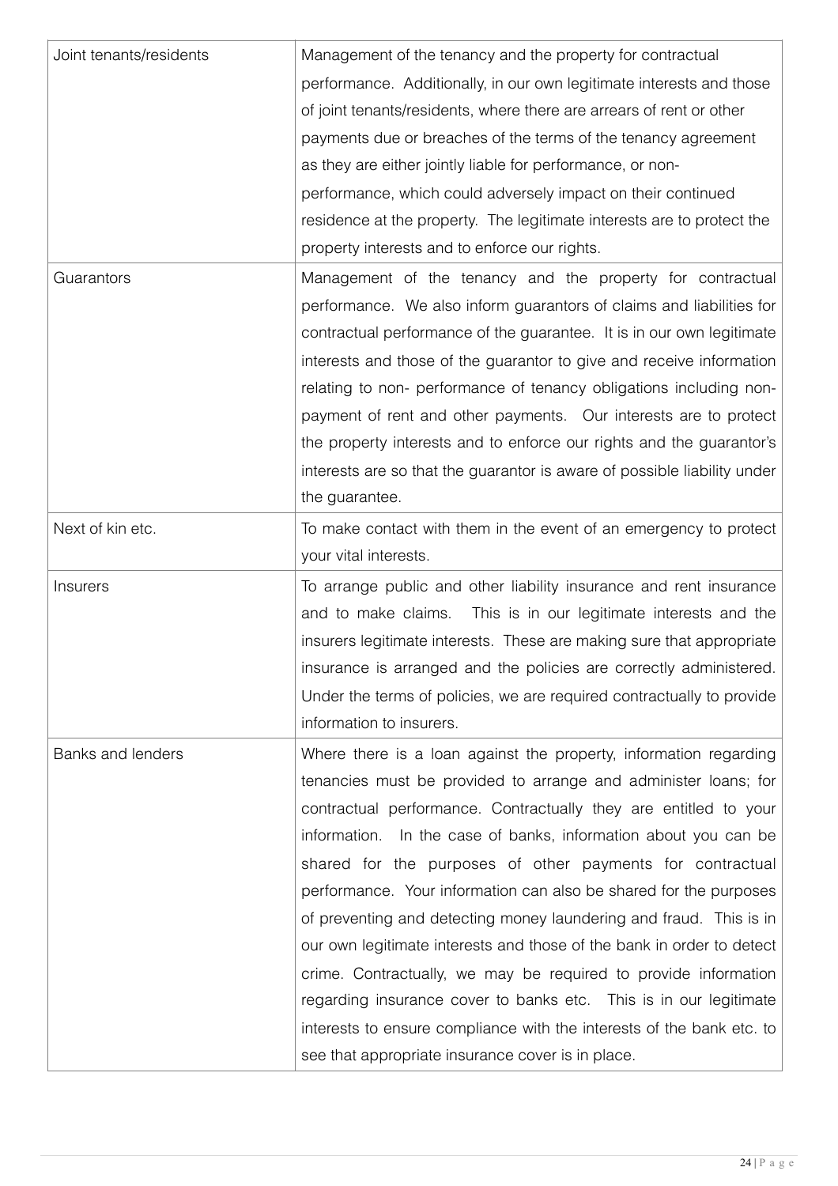| | |
|---|---|
| Joint tenants/residents | Management of the tenancy and the property for contractual performance. Additionally, in our own legitimate interests and those of joint tenants/residents, where there are arrears of rent or other payments due or breaches of the terms of the tenancy agreement as they are either jointly liable for performance, or non-performance, which could adversely impact on their continued residence at the property. The legitimate interests are to protect the property interests and to enforce our rights. |
| Guarantors | Management of the tenancy and the property for contractual performance. We also inform guarantors of claims and liabilities for contractual performance of the guarantee. It is in our own legitimate interests and those of the guarantor to give and receive information relating to non- performance of tenancy obligations including non-payment of rent and other payments. Our interests are to protect the property interests and to enforce our rights and the guarantor's interests are so that the guarantor is aware of possible liability under the guarantee. |
| Next of kin etc. | To make contact with them in the event of an emergency to protect your vital interests. |
| Insurers | To arrange public and other liability insurance and rent insurance and to make claims. This is in our legitimate interests and the insurers legitimate interests. These are making sure that appropriate insurance is arranged and the policies are correctly administered. Under the terms of policies, we are required contractually to provide information to insurers. |
| Banks and lenders | Where there is a loan against the property, information regarding tenancies must be provided to arrange and administer loans; for contractual performance. Contractually they are entitled to your information. In the case of banks, information about you can be shared for the purposes of other payments for contractual performance. Your information can also be shared for the purposes of preventing and detecting money laundering and fraud. This is in our own legitimate interests and those of the bank in order to detect crime. Contractually, we may be required to provide information regarding insurance cover to banks etc. This is in our legitimate interests to ensure compliance with the interests of the bank etc. to see that appropriate insurance cover is in place. |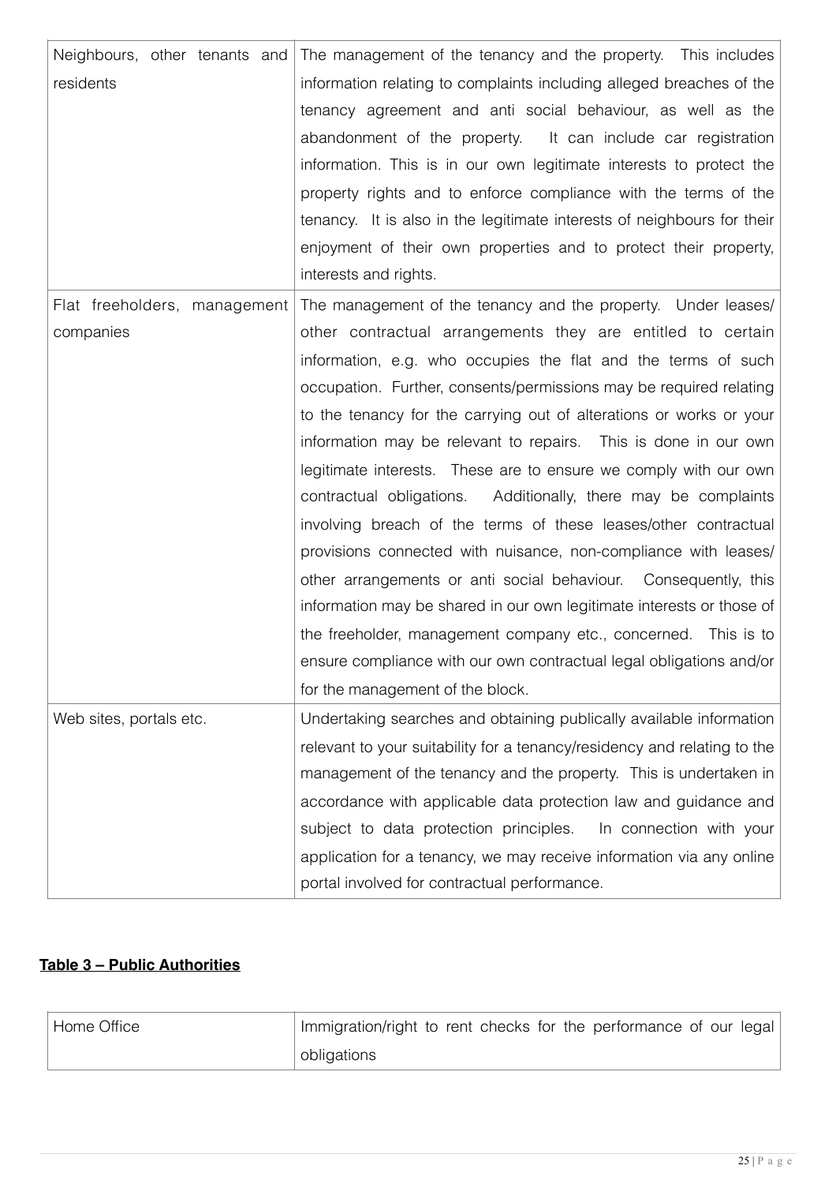| | |
|---|---|
| Neighbours, other tenants and residents | The management of the tenancy and the property. This includes information relating to complaints including alleged breaches of the tenancy agreement and anti social behaviour, as well as the abandonment of the property. It can include car registration information. This is in our own legitimate interests to protect the property rights and to enforce compliance with the terms of the tenancy. It is also in the legitimate interests of neighbours for their enjoyment of their own properties and to protect their property, interests and rights. |
| Flat freeholders, management companies | The management of the tenancy and the property. Under leases/ other contractual arrangements they are entitled to certain information, e.g. who occupies the flat and the terms of such occupation. Further, consents/permissions may be required relating to the tenancy for the carrying out of alterations or works or your information may be relevant to repairs. This is done in our own legitimate interests. These are to ensure we comply with our own contractual obligations. Additionally, there may be complaints involving breach of the terms of these leases/other contractual provisions connected with nuisance, non-compliance with leases/ other arrangements or anti social behaviour. Consequently, this information may be shared in our own legitimate interests or those of the freeholder, management company etc., concerned. This is to ensure compliance with our own contractual legal obligations and/or for the management of the block. |
| Web sites, portals etc. | Undertaking searches and obtaining publically available information relevant to your suitability for a tenancy/residency and relating to the management of the tenancy and the property. This is undertaken in accordance with applicable data protection law and guidance and subject to data protection principles. In connection with your application for a tenancy, we may receive information via any online portal involved for contractual performance. |

**Table 3 – Public Authorities**

| | |
|---|---|
| Home Office | Immigration/right to rent checks for the performance of our legal obligations |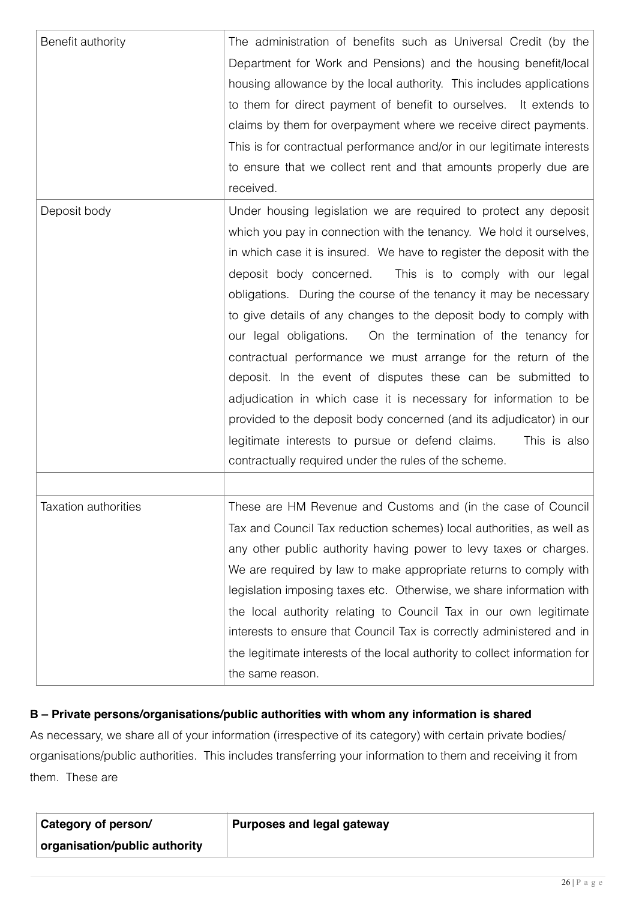| | |
|---|---|
| Benefit authority | The administration of benefits such as Universal Credit (by the Department for Work and Pensions) and the housing benefit/local housing allowance by the local authority. This includes applications to them for direct payment of benefit to ourselves. It extends to claims by them for overpayment where we receive direct payments. This is for contractual performance and/or in our legitimate interests to ensure that we collect rent and that amounts properly due are received. |
| Deposit body | Under housing legislation we are required to protect any deposit which you pay in connection with the tenancy. We hold it ourselves, in which case it is insured. We have to register the deposit with the deposit body concerned. This is to comply with our legal obligations. During the course of the tenancy it may be necessary to give details of any changes to the deposit body to comply with our legal obligations. On the termination of the tenancy for contractual performance we must arrange for the return of the deposit. In the event of disputes these can be submitted to adjudication in which case it is necessary for information to be provided to the deposit body concerned (and its adjudicator) in our legitimate interests to pursue or defend claims. This is also contractually required under the rules of the scheme. |
| | |
| Taxation authorities | These are HM Revenue and Customs and (in the case of Council Tax and Council Tax reduction schemes) local authorities, as well as any other public authority having power to levy taxes or charges. We are required by law to make appropriate returns to comply with legislation imposing taxes etc. Otherwise, we share information with the local authority relating to Council Tax in our own legitimate interests to ensure that Council Tax is correctly administered and in the legitimate interests of the local authority to collect information for the same reason. |

**B – Private persons/organisations/public authorities with whom any information is shared**

As necessary, we share all of your information (irrespective of its category) with certain private bodies/ organisations/public authorities. This includes transferring your information to them and receiving it from them. These are

| Category of person/ organisation/public authority | Purposes and legal gateway |
|---|---|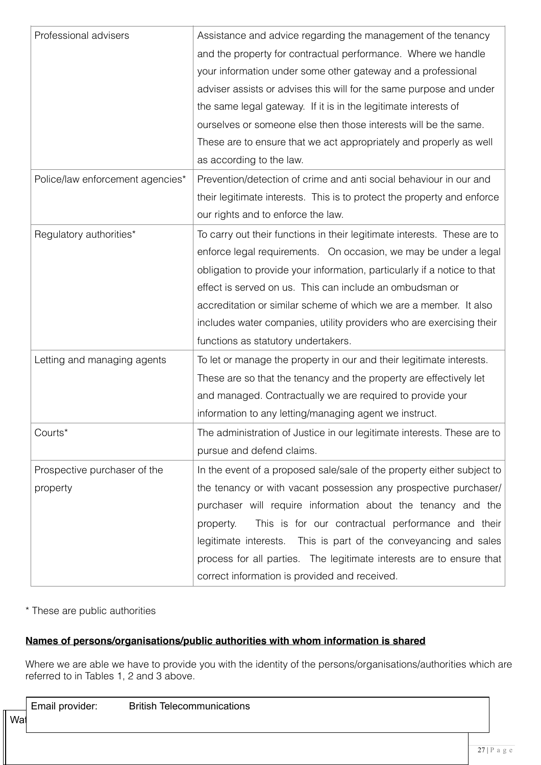| | |
|---|---|
| Professional advisers | Assistance and advice regarding the management of the tenancy and the property for contractual performance. Where we handle your information under some other gateway and a professional adviser assists or advises this will for the same purpose and under the same legal gateway. If it is in the legitimate interests of ourselves or someone else then those interests will be the same. These are to ensure that we act appropriately and properly as well as according to the law. |
| Police/law enforcement agencies* | Prevention/detection of crime and anti social behaviour in our and their legitimate interests. This is to protect the property and enforce our rights and to enforce the law. |
| Regulatory authorities* | To carry out their functions in their legitimate interests. These are to enforce legal requirements. On occasion, we may be under a legal obligation to provide your information, particularly if a notice to that effect is served on us. This can include an ombudsman or accreditation or similar scheme of which we are a member. It also includes water companies, utility providers who are exercising their functions as statutory undertakers. |
| Letting and managing agents | To let or manage the property in our and their legitimate interests. These are so that the tenancy and the property are effectively let and managed. Contractually we are required to provide your information to any letting/managing agent we instruct. |
| Courts* | The administration of Justice in our legitimate interests. These are to pursue and defend claims. |
| Prospective purchaser of the property | In the event of a proposed sale/sale of the property either subject to the tenancy or with vacant possession any prospective purchaser/ purchaser will require information about the tenancy and the property. This is for our contractual performance and their legitimate interests. This is part of the conveyancing and sales process for all parties. The legitimate interests are to ensure that correct information is provided and received. |

* These are public authorities

**Names of persons/organisations/public authorities with whom information is shared**

Where we are able we have to provide you with the identity of the persons/organisations/authorities which are referred to in Tables 1, 2 and 3 above.

| | |
|---|---|
| Email provider: | British Telecommunications |

Wa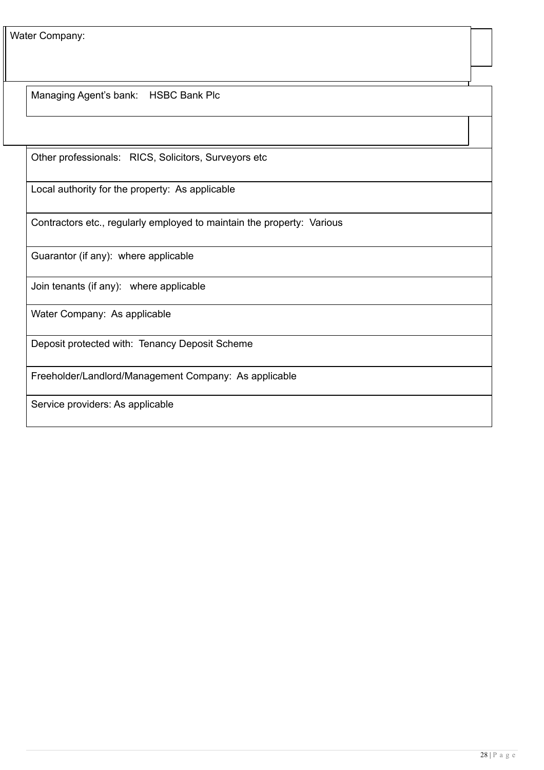| |
|---|
| Water Company: |

| |
|---|
| Managing Agent's bank: HSBC Bank Plc |
| |
| Other professionals: RICS, Solicitors, Surveyors etc |
| Local authority for the property: As applicable |
| Contractors etc., regularly employed to maintain the property: Various |
| Guarantor (if any): where applicable |
| Join tenants (if any): where applicable |
| Water Company: As applicable |
| Deposit protected with: Tenancy Deposit Scheme |
| Freeholder/Landlord/Management Company: As applicable |
| Service providers: As applicable |